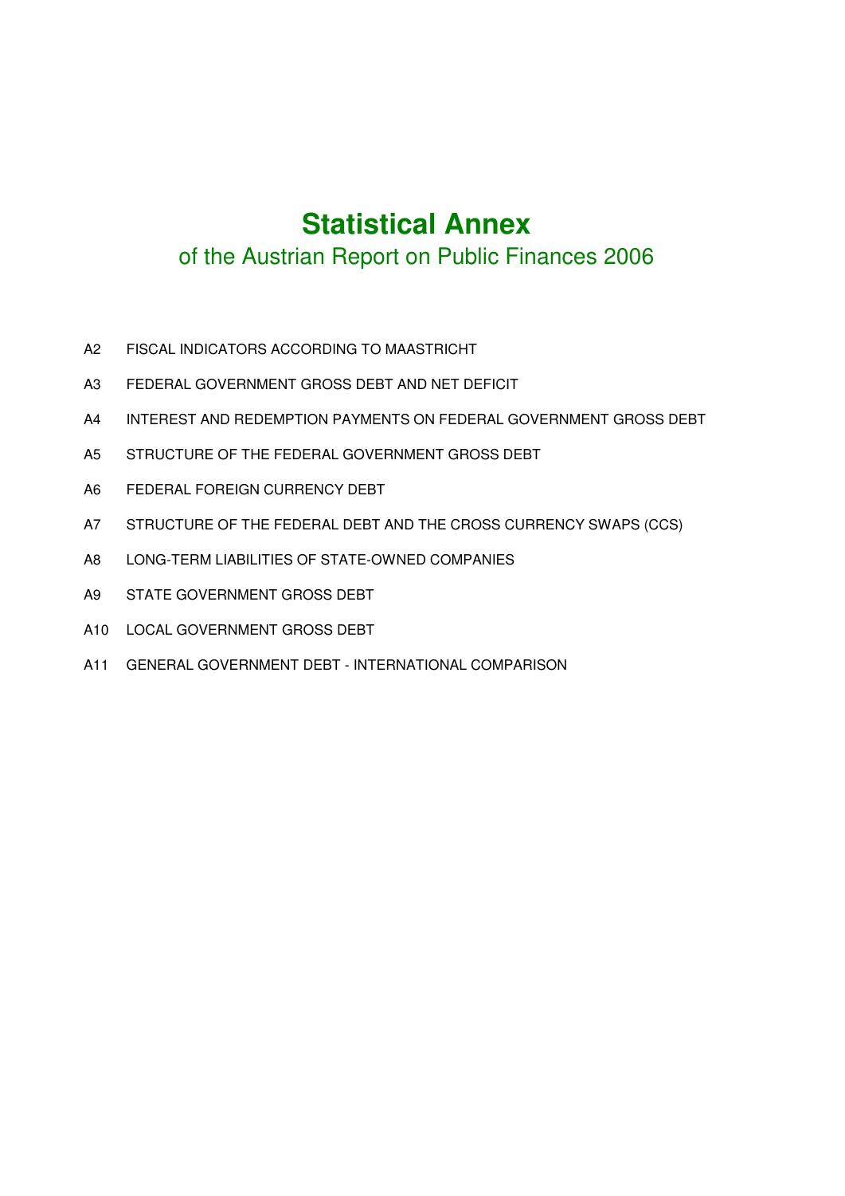# Statistical Annex

## of the Austrian Report on Public Finances 2006

- A2 FISCAL INDICATORS ACCORDING TO MAASTRICHT
- A3 FEDERAL GOVERNMENT GROSS DEBT AND NET DEFICIT
- A4 INTEREST AND REDEMPTION PAYMENTS ON FEDERAL GOVERNMENT GROSS DEBT
- A5 STRUCTURE OF THE FEDERAL GOVERNMENT GROSS DEBT
- A6 FEDERAL FOREIGN CURRENCY DEBT
- A7 STRUCTURE OF THE FEDERAL DEBT AND THE CROSS CURRENCY SWAPS (CCS)
- A8 LONG-TERM LIABILITIES OF STATE-OWNED COMPANIES
- A9 STATE GOVERNMENT GROSS DEBT
- A10 LOCAL GOVERNMENT GROSS DEBT
- A11 GENERAL GOVERNMENT DEBT - INTERNATIONAL COMPARISON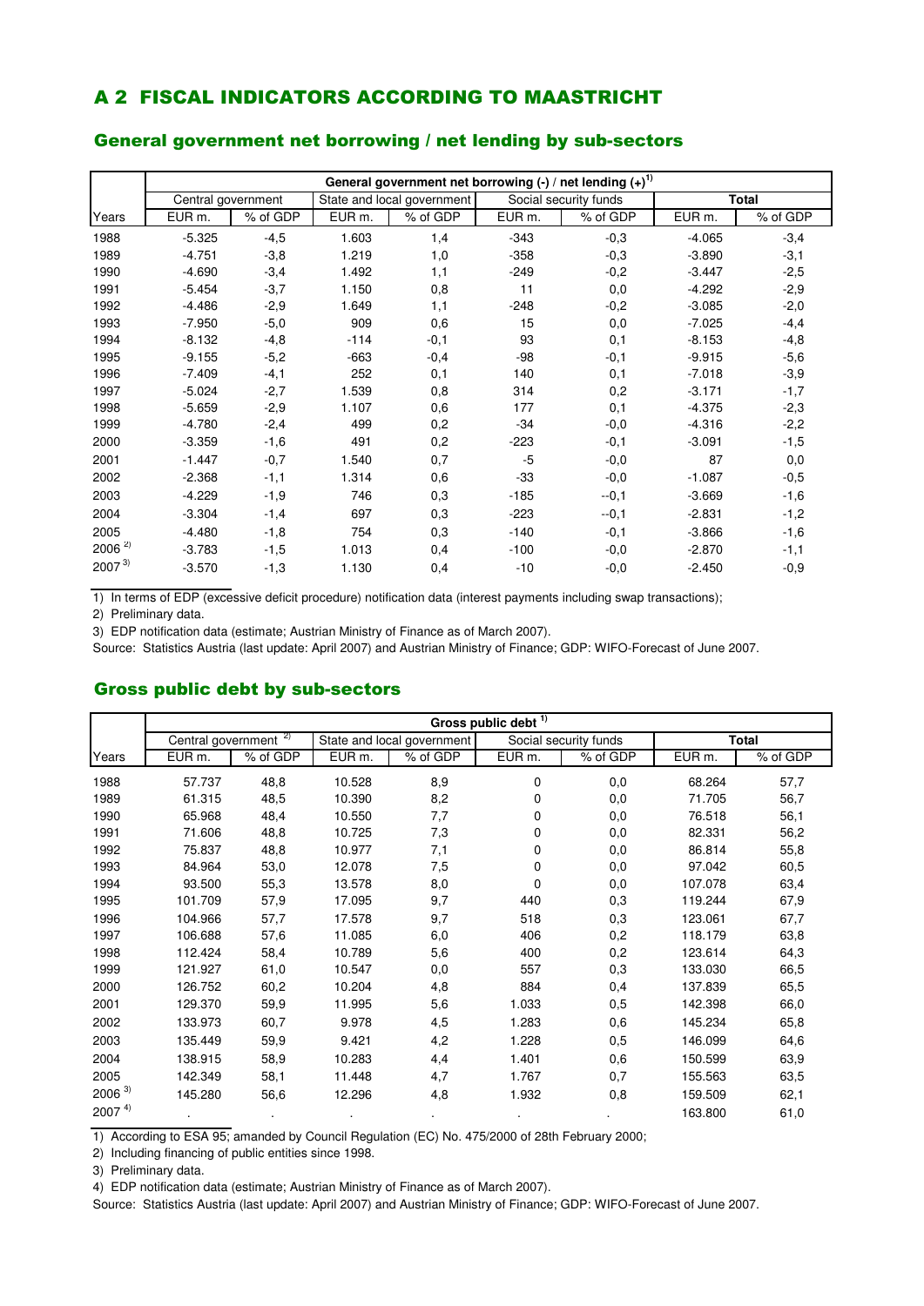## A 2 FISCAL INDICATORS ACCORDING TO MAASTRICHT

### General government net borrowing / net lending by sub-sectors

| | General government net borrowing (-) / net lending (+)[1] | | | | | | | |
|---|---|---|---|---|---|---|---|---|
| | Central government | | State and local government | | Social security funds | | Total | |
| Years | EUR m. | % of GDP | EUR m. | % of GDP | EUR m. | % of GDP | EUR m. | % of GDP |
| 1988 | -5.325 | -4,5 | 1.603 | 1,4 | -343 | -0,3 | -4.065 | -3,4 |
| 1989 | -4.751 | -3,8 | 1.219 | 1,0 | -358 | -0,3 | -3.890 | -3,1 |
| 1990 | -4.690 | -3,4 | 1.492 | 1,1 | -249 | -0,2 | -3.447 | -2,5 |
| 1991 | -5.454 | -3,7 | 1.150 | 0,8 | 11 | 0,0 | -4.292 | -2,9 |
| 1992 | -4.486 | -2,9 | 1.649 | 1,1 | -248 | -0,2 | -3.085 | -2,0 |
| 1993 | -7.950 | -5,0 | 909 | 0,6 | 15 | 0,0 | -7.025 | -4,4 |
| 1994 | -8.132 | -4,8 | -114 | -0,1 | 93 | 0,1 | -8.153 | -4,8 |
| 1995 | -9.155 | -5,2 | -663 | -0,4 | -98 | -0,1 | -9.915 | -5,6 |
| 1996 | -7.409 | -4,1 | 252 | 0,1 | 140 | 0,1 | -7.018 | -3,9 |
| 1997 | -5.024 | -2,7 | 1.539 | 0,8 | 314 | 0,2 | -3.171 | -1,7 |
| 1998 | -5.659 | -2,9 | 1.107 | 0,6 | 177 | 0,1 | -4.375 | -2,3 |
| 1999 | -4.780 | -2,4 | 499 | 0,2 | -34 | -0,0 | -4.316 | -2,2 |
| 2000 | -3.359 | -1,6 | 491 | 0,2 | -223 | -0,1 | -3.091 | -1,5 |
| 2001 | -1.447 | -0,7 | 1.540 | 0,7 | -5 | -0,0 | 87 | 0,0 |
| 2002 | -2.368 | -1,1 | 1.314 | 0,6 | -33 | -0,0 | -1.087 | -0,5 |
| 2003 | -4.229 | -1,9 | 746 | 0,3 | -185 | --0,1 | -3.669 | -1,6 |
| 2004 | -3.304 | -1,4 | 697 | 0,3 | -223 | --0,1 | -2.831 | -1,2 |
| 2005 | -4.480 | -1,8 | 754 | 0,3 | -140 | -0,1 | -3.866 | -1,6 |
| 2006 [2] | -3.783 | -1,5 | 1.013 | 0,4 | -100 | -0,0 | -2.870 | -1,1 |
| 2007 [3] | -3.570 | -1,3 | 1.130 | 0,4 | -10 | -0,0 | -2.450 | -0,9 |

1) In terms of EDP (excessive deficit procedure) notification data (interest payments including swap transactions);

2) Preliminary data.

3) EDP notification data (estimate; Austrian Ministry of Finance as of March 2007).

Source: Statistics Austria (last update: April 2007) and Austrian Ministry of Finance; GDP: WIFO-Forecast of June 2007.

### Gross public debt by sub-sectors

| | Gross public debt [1] | | | | | | | |
|---|---|---|---|---|---|---|---|---|
| | Central government [2] | | State and local government | | Social security funds | | Total | |
| Years | EUR m. | % of GDP | EUR m. | % of GDP | EUR m. | % of GDP | EUR m. | % of GDP |
| 1988 | 57.737 | 48,8 | 10.528 | 8,9 | 0 | 0,0 | 68.264 | 57,7 |
| 1989 | 61.315 | 48,5 | 10.390 | 8,2 | 0 | 0,0 | 71.705 | 56,7 |
| 1990 | 65.968 | 48,4 | 10.550 | 7,7 | 0 | 0,0 | 76.518 | 56,1 |
| 1991 | 71.606 | 48,8 | 10.725 | 7,3 | 0 | 0,0 | 82.331 | 56,2 |
| 1992 | 75.837 | 48,8 | 10.977 | 7,1 | 0 | 0,0 | 86.814 | 55,8 |
| 1993 | 84.964 | 53,0 | 12.078 | 7,5 | 0 | 0,0 | 97.042 | 60,5 |
| 1994 | 93.500 | 55,3 | 13.578 | 8,0 | 0 | 0,0 | 107.078 | 63,4 |
| 1995 | 101.709 | 57,9 | 17.095 | 9,7 | 440 | 0,3 | 119.244 | 67,9 |
| 1996 | 104.966 | 57,7 | 17.578 | 9,7 | 518 | 0,3 | 123.061 | 67,7 |
| 1997 | 106.688 | 57,6 | 11.085 | 6,0 | 406 | 0,2 | 118.179 | 63,8 |
| 1998 | 112.424 | 58,4 | 10.789 | 5,6 | 400 | 0,2 | 123.614 | 64,3 |
| 1999 | 121.927 | 61,0 | 10.547 | 0,0 | 557 | 0,3 | 133.030 | 66,5 |
| 2000 | 126.752 | 60,2 | 10.204 | 4,8 | 884 | 0,4 | 137.839 | 65,5 |
| 2001 | 129.370 | 59,9 | 11.995 | 5,6 | 1.033 | 0,5 | 142.398 | 66,0 |
| 2002 | 133.973 | 60,7 | 9.978 | 4,5 | 1.283 | 0,6 | 145.234 | 65,8 |
| 2003 | 135.449 | 59,9 | 9.421 | 4,2 | 1.228 | 0,5 | 146.099 | 64,6 |
| 2004 | 138.915 | 58,9 | 10.283 | 4,4 | 1.401 | 0,6 | 150.599 | 63,9 |
| 2005 | 142.349 | 58,1 | 11.448 | 4,7 | 1.767 | 0,7 | 155.563 | 63,5 |
| 2006 [3] | 145.280 | 56,6 | 12.296 | 4,8 | 1.932 | 0,8 | 159.509 | 62,1 |
| 2007 [4] | . | . | . | . | . | . | 163.800 | 61,0 |

1) According to ESA 95; amanded by Council Regulation (EC) No. 475/2000 of 28th February 2000;

2) Including financing of public entities since 1998.

3) Preliminary data.

4) EDP notification data (estimate; Austrian Ministry of Finance as of March 2007).

Source: Statistics Austria (last update: April 2007) and Austrian Ministry of Finance; GDP: WIFO-Forecast of June 2007.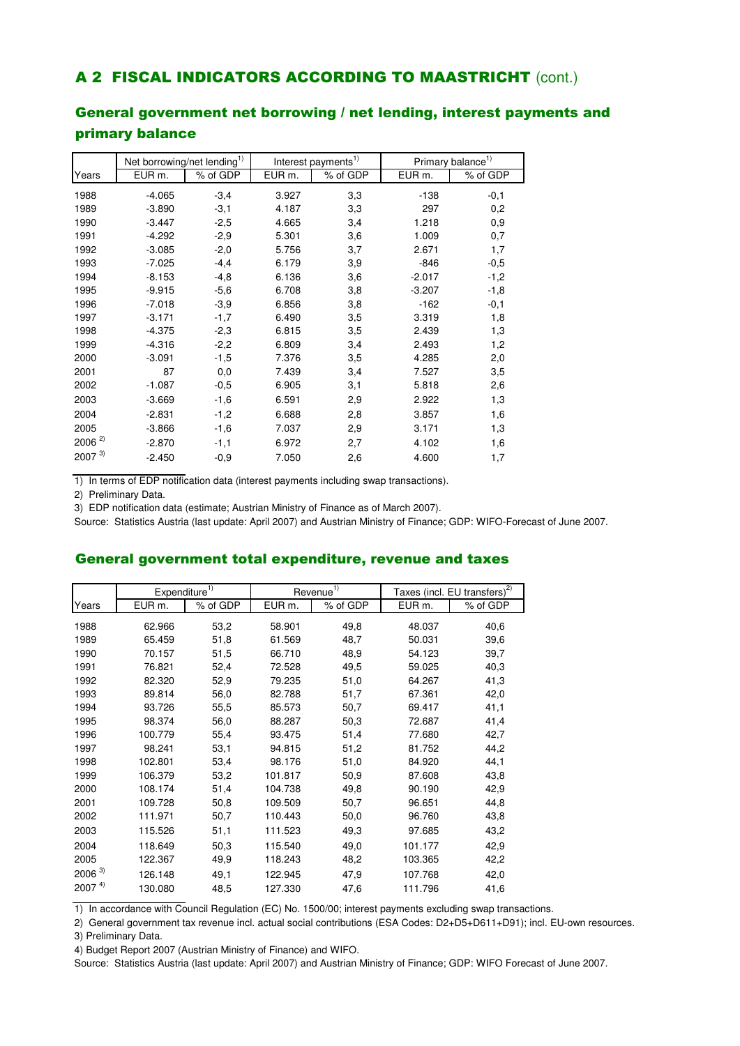# A 2 FISCAL INDICATORS ACCORDING TO MAASTRICHT (cont.)

## General government net borrowing / net lending, interest payments and primary balance

| | Net borrowing/net lending[1] | | Interest payments[1] | | Primary balance[1] | |
|---|---|---|---|---|---|---|
| Years | EUR m. | % of GDP | EUR m. | % of GDP | EUR m. | % of GDP |
| 1988 | -4.065 | -3,4 | 3.927 | 3,3 | -138 | -0,1 |
| 1989 | -3.890 | -3,1 | 4.187 | 3,3 | 297 | 0,2 |
| 1990 | -3.447 | -2,5 | 4.665 | 3,4 | 1.218 | 0,9 |
| 1991 | -4.292 | -2,9 | 5.301 | 3,6 | 1.009 | 0,7 |
| 1992 | -3.085 | -2,0 | 5.756 | 3,7 | 2.671 | 1,7 |
| 1993 | -7.025 | -4,4 | 6.179 | 3,9 | -846 | -0,5 |
| 1994 | -8.153 | -4,8 | 6.136 | 3,6 | -2.017 | -1,2 |
| 1995 | -9.915 | -5,6 | 6.708 | 3,8 | -3.207 | -1,8 |
| 1996 | -7.018 | -3,9 | 6.856 | 3,8 | -162 | -0,1 |
| 1997 | -3.171 | -1,7 | 6.490 | 3,5 | 3.319 | 1,8 |
| 1998 | -4.375 | -2,3 | 6.815 | 3,5 | 2.439 | 1,3 |
| 1999 | -4.316 | -2,2 | 6.809 | 3,4 | 2.493 | 1,2 |
| 2000 | -3.091 | -1,5 | 7.376 | 3,5 | 4.285 | 2,0 |
| 2001 | 87 | 0,0 | 7.439 | 3,4 | 7.527 | 3,5 |
| 2002 | -1.087 | -0,5 | 6.905 | 3,1 | 5.818 | 2,6 |
| 2003 | -3.669 | -1,6 | 6.591 | 2,9 | 2.922 | 1,3 |
| 2004 | -2.831 | -1,2 | 6.688 | 2,8 | 3.857 | 1,6 |
| 2005 | -3.866 | -1,6 | 7.037 | 2,9 | 3.171 | 1,3 |
| 2006 [2] | -2.870 | -1,1 | 6.972 | 2,7 | 4.102 | 1,6 |
| 2007 [3] | -2.450 | -0,9 | 7.050 | 2,6 | 4.600 | 1,7 |

1) In terms of EDP notification data (interest payments including swap transactions).

2) Preliminary Data.

3) EDP notification data (estimate; Austrian Ministry of Finance as of March 2007).

Source: Statistics Austria (last update: April 2007) and Austrian Ministry of Finance; GDP: WIFO-Forecast of June 2007.

## General government total expenditure, revenue and taxes

| | Expenditure[1] | | Revenue[1] | | Taxes (incl. EU transfers)[2] | |
|---|---|---|---|---|---|---|
| Years | EUR m. | % of GDP | EUR m. | % of GDP | EUR m. | % of GDP |
| 1988 | 62.966 | 53,2 | 58.901 | 49,8 | 48.037 | 40,6 |
| 1989 | 65.459 | 51,8 | 61.569 | 48,7 | 50.031 | 39,6 |
| 1990 | 70.157 | 51,5 | 66.710 | 48,9 | 54.123 | 39,7 |
| 1991 | 76.821 | 52,4 | 72.528 | 49,5 | 59.025 | 40,3 |
| 1992 | 82.320 | 52,9 | 79.235 | 51,0 | 64.267 | 41,3 |
| 1993 | 89.814 | 56,0 | 82.788 | 51,7 | 67.361 | 42,0 |
| 1994 | 93.726 | 55,5 | 85.573 | 50,7 | 69.417 | 41,1 |
| 1995 | 98.374 | 56,0 | 88.287 | 50,3 | 72.687 | 41,4 |
| 1996 | 100.779 | 55,4 | 93.475 | 51,4 | 77.680 | 42,7 |
| 1997 | 98.241 | 53,1 | 94.815 | 51,2 | 81.752 | 44,2 |
| 1998 | 102.801 | 53,4 | 98.176 | 51,0 | 84.920 | 44,1 |
| 1999 | 106.379 | 53,2 | 101.817 | 50,9 | 87.608 | 43,8 |
| 2000 | 108.174 | 51,4 | 104.738 | 49,8 | 90.190 | 42,9 |
| 2001 | 109.728 | 50,8 | 109.509 | 50,7 | 96.651 | 44,8 |
| 2002 | 111.971 | 50,7 | 110.443 | 50,0 | 96.760 | 43,8 |
| 2003 | 115.526 | 51,1 | 111.523 | 49,3 | 97.685 | 43,2 |
| 2004 | 118.649 | 50,3 | 115.540 | 49,0 | 101.177 | 42,9 |
| 2005 | 122.367 | 49,9 | 118.243 | 48,2 | 103.365 | 42,2 |
| 2006 [3] | 126.148 | 49,1 | 122.945 | 47,9 | 107.768 | 42,0 |
| 2007 [4] | 130.080 | 48,5 | 127.330 | 47,6 | 111.796 | 41,6 |

1) In accordance with Council Regulation (EC) No. 1500/00; interest payments excluding swap transactions.

2) General government tax revenue incl. actual social contributions (ESA Codes: D2+D5+D611+D91); incl. EU-own resources.

3) Preliminary Data.

4) Budget Report 2007 (Austrian Ministry of Finance) and WIFO.

Source: Statistics Austria (last update: April 2007) and Austrian Ministry of Finance; GDP: WIFO Forecast of June 2007.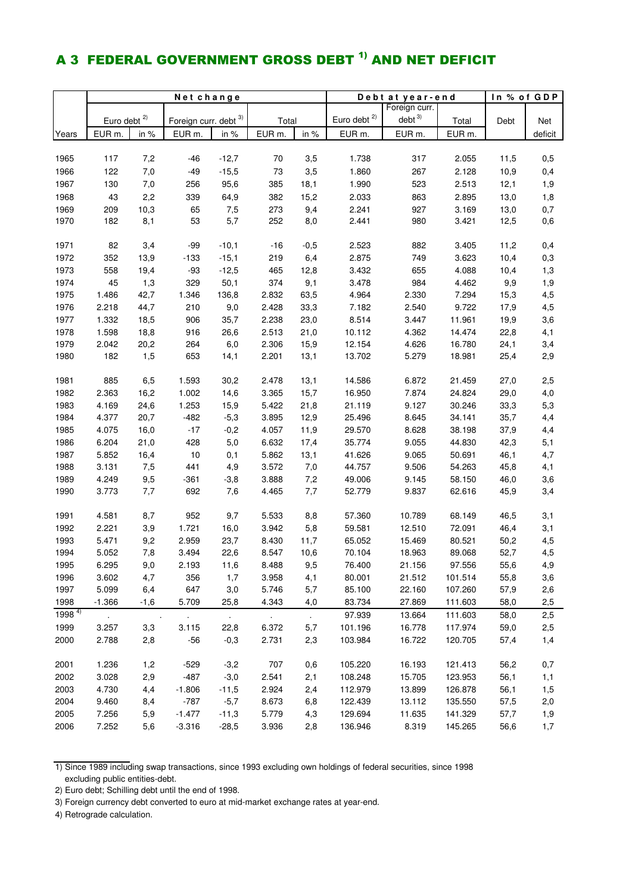# A 3 FEDERAL GOVERNMENT GROSS DEBT [1)] AND NET DEFICIT

| | Net change | | | | | | Debt at year-end | | | In % of GDP | |
|---|---|---|---|---|---|---|---|---|---|---|---|
| | Euro debt [2)] | | Foreign curr. debt [3)] | | Total | | Euro debt [2)] | Foreign curr. debt [3)] | Total | Debt | Net |
| Years | EUR m. | in % | EUR m. | in % | EUR m. | in % | EUR m. | EUR m. | EUR m. | | deficit |
| 1965 | 117 | 7,2 | -46 | -12,7 | 70 | 3,5 | 1.738 | 317 | 2.055 | 11,5 | 0,5 |
| 1966 | 122 | 7,0 | -49 | -15,5 | 73 | 3,5 | 1.860 | 267 | 2.128 | 10,9 | 0,4 |
| 1967 | 130 | 7,0 | 256 | 95,6 | 385 | 18,1 | 1.990 | 523 | 2.513 | 12,1 | 1,9 |
| 1968 | 43 | 2,2 | 339 | 64,9 | 382 | 15,2 | 2.033 | 863 | 2.895 | 13,0 | 1,8 |
| 1969 | 209 | 10,3 | 65 | 7,5 | 273 | 9,4 | 2.241 | 927 | 3.169 | 13,0 | 0,7 |
| 1970 | 182 | 8,1 | 53 | 5,7 | 252 | 8,0 | 2.441 | 980 | 3.421 | 12,5 | 0,6 |
| 1971 | 82 | 3,4 | -99 | -10,1 | -16 | -0,5 | 2.523 | 882 | 3.405 | 11,2 | 0,4 |
| 1972 | 352 | 13,9 | -133 | -15,1 | 219 | 6,4 | 2.875 | 749 | 3.623 | 10,4 | 0,3 |
| 1973 | 558 | 19,4 | -93 | -12,5 | 465 | 12,8 | 3.432 | 655 | 4.088 | 10,4 | 1,3 |
| 1974 | 45 | 1,3 | 329 | 50,1 | 374 | 9,1 | 3.478 | 984 | 4.462 | 9,9 | 1,9 |
| 1975 | 1.486 | 42,7 | 1.346 | 136,8 | 2.832 | 63,5 | 4.964 | 2.330 | 7.294 | 15,3 | 4,5 |
| 1976 | 2.218 | 44,7 | 210 | 9,0 | 2.428 | 33,3 | 7.182 | 2.540 | 9.722 | 17,9 | 4,5 |
| 1977 | 1.332 | 18,5 | 906 | 35,7 | 2.238 | 23,0 | 8.514 | 3.447 | 11.961 | 19,9 | 3,6 |
| 1978 | 1.598 | 18,8 | 916 | 26,6 | 2.513 | 21,0 | 10.112 | 4.362 | 14.474 | 22,8 | 4,1 |
| 1979 | 2.042 | 20,2 | 264 | 6,0 | 2.306 | 15,9 | 12.154 | 4.626 | 16.780 | 24,1 | 3,4 |
| 1980 | 182 | 1,5 | 653 | 14,1 | 2.201 | 13,1 | 13.702 | 5.279 | 18.981 | 25,4 | 2,9 |
| 1981 | 885 | 6,5 | 1.593 | 30,2 | 2.478 | 13,1 | 14.586 | 6.872 | 21.459 | 27,0 | 2,5 |
| 1982 | 2.363 | 16,2 | 1.002 | 14,6 | 3.365 | 15,7 | 16.950 | 7.874 | 24.824 | 29,0 | 4,0 |
| 1983 | 4.169 | 24,6 | 1.253 | 15,9 | 5.422 | 21,8 | 21.119 | 9.127 | 30.246 | 33,3 | 5,3 |
| 1984 | 4.377 | 20,7 | -482 | -5,3 | 3.895 | 12,9 | 25.496 | 8.645 | 34.141 | 35,7 | 4,4 |
| 1985 | 4.075 | 16,0 | -17 | -0,2 | 4.057 | 11,9 | 29.570 | 8.628 | 38.198 | 37,9 | 4,4 |
| 1986 | 6.204 | 21,0 | 428 | 5,0 | 6.632 | 17,4 | 35.774 | 9.055 | 44.830 | 42,3 | 5,1 |
| 1987 | 5.852 | 16,4 | 10 | 0,1 | 5.862 | 13,1 | 41.626 | 9.065 | 50.691 | 46,1 | 4,7 |
| 1988 | 3.131 | 7,5 | 441 | 4,9 | 3.572 | 7,0 | 44.757 | 9.506 | 54.263 | 45,8 | 4,1 |
| 1989 | 4.249 | 9,5 | -361 | -3,8 | 3.888 | 7,2 | 49.006 | 9.145 | 58.150 | 46,0 | 3,6 |
| 1990 | 3.773 | 7,7 | 692 | 7,6 | 4.465 | 7,7 | 52.779 | 9.837 | 62.616 | 45,9 | 3,4 |
| 1991 | 4.581 | 8,7 | 952 | 9,7 | 5.533 | 8,8 | 57.360 | 10.789 | 68.149 | 46,5 | 3,1 |
| 1992 | 2.221 | 3,9 | 1.721 | 16,0 | 3.942 | 5,8 | 59.581 | 12.510 | 72.091 | 46,4 | 3,1 |
| 1993 | 5.471 | 9,2 | 2.959 | 23,7 | 8.430 | 11,7 | 65.052 | 15.469 | 80.521 | 50,2 | 4,5 |
| 1994 | 5.052 | 7,8 | 3.494 | 22,6 | 8.547 | 10,6 | 70.104 | 18.963 | 89.068 | 52,7 | 4,5 |
| 1995 | 6.295 | 9,0 | 2.193 | 11,6 | 8.488 | 9,5 | 76.400 | 21.156 | 97.556 | 55,6 | 4,9 |
| 1996 | 3.602 | 4,7 | 356 | 1,7 | 3.958 | 4,1 | 80.001 | 21.512 | 101.514 | 55,8 | 3,6 |
| 1997 | 5.099 | 6,4 | 647 | 3,0 | 5.746 | 5,7 | 85.100 | 22.160 | 107.260 | 57,9 | 2,6 |
| 1998 | -1.366 | -1,6 | 5.709 | 25,8 | 4.343 | 4,0 | 83.734 | 27.869 | 111.603 | 58,0 | 2,5 |
| 1998 [4)] | . | . | . | . | . | . | 97.939 | 13.664 | 111.603 | 58,0 | 2,5 |
| 1999 | 3.257 | 3,3 | 3.115 | 22,8 | 6.372 | 5,7 | 101.196 | 16.778 | 117.974 | 59,0 | 2,5 |
| 2000 | 2.788 | 2,8 | -56 | -0,3 | 2.731 | 2,3 | 103.984 | 16.722 | 120.705 | 57,4 | 1,4 |
| 2001 | 1.236 | 1,2 | -529 | -3,2 | 707 | 0,6 | 105.220 | 16.193 | 121.413 | 56,2 | 0,7 |
| 2002 | 3.028 | 2,9 | -487 | -3,0 | 2.541 | 2,1 | 108.248 | 15.705 | 123.953 | 56,1 | 1,1 |
| 2003 | 4.730 | 4,4 | -1.806 | -11,5 | 2.924 | 2,4 | 112.979 | 13.899 | 126.878 | 56,1 | 1,5 |
| 2004 | 9.460 | 8,4 | -787 | -5,7 | 8.673 | 6,8 | 122.439 | 13.112 | 135.550 | 57,5 | 2,0 |
| 2005 | 7.256 | 5,9 | -1.477 | -11,3 | 5.779 | 4,3 | 129.694 | 11.635 | 141.329 | 57,7 | 1,9 |
| 2006 | 7.252 | 5,6 | -3.316 | -28,5 | 3.936 | 2,8 | 136.946 | 8.319 | 145.265 | 56,6 | 1,7 |

1) Since 1989 including swap transactions, since 1993 excluding own holdings of federal securities, since 1998 excluding public entities-debt.

2) Euro debt; Schilling debt until the end of 1998.

3) Foreign currency debt converted to euro at mid-market exchange rates at year-end.

4) Retrograde calculation.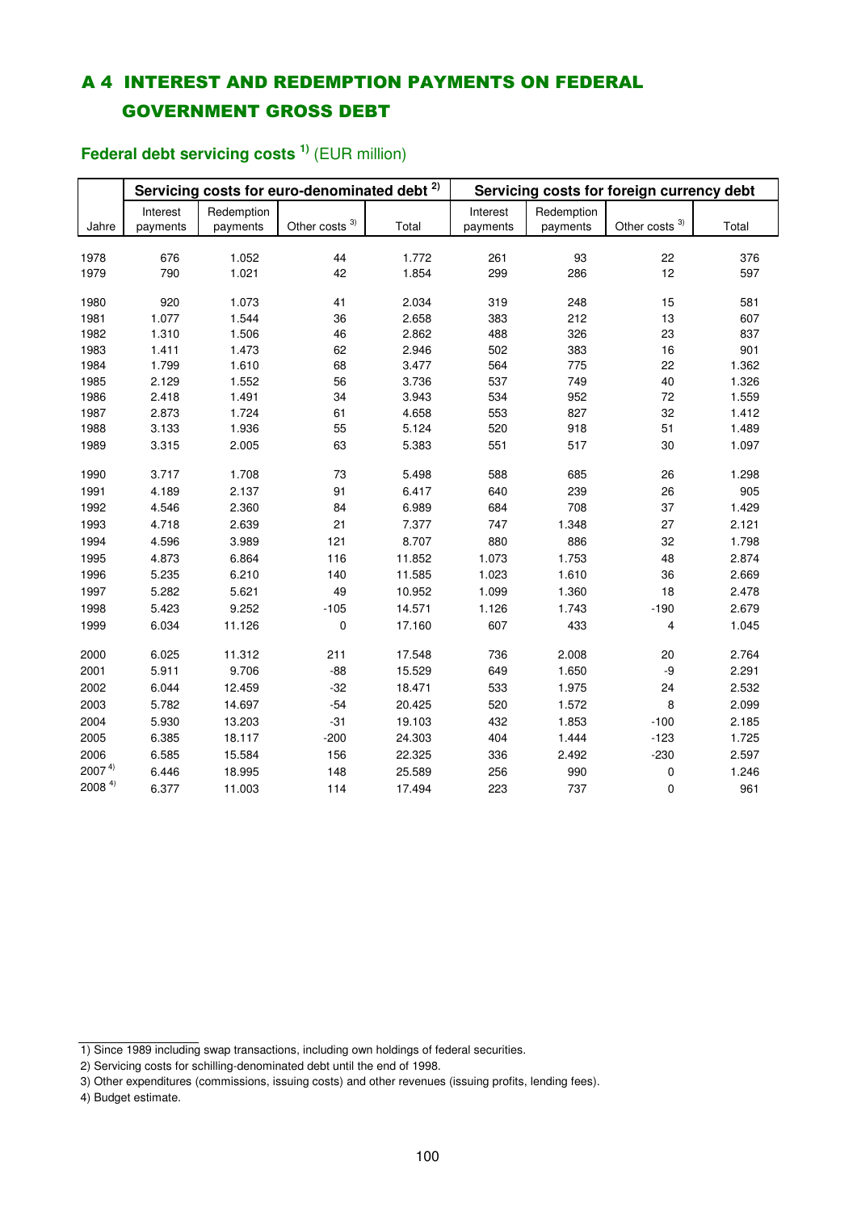# A 4 INTEREST AND REDEMPTION PAYMENTS ON FEDERAL GOVERNMENT GROSS DEBT

## Federal debt servicing costs [1] (EUR million)

| | Servicing costs for euro-denominated debt [2] | | | | Servicing costs for foreign currency debt | | | |
|---|---|---|---|---|---|---|---|---|
| Jahre | Interest payments | Redemption payments | Other costs [3] | Total | Interest payments | Redemption payments | Other costs [3] | Total |
| 1978 | 676 | 1.052 | 44 | 1.772 | 261 | 93 | 22 | 376 |
| 1979 | 790 | 1.021 | 42 | 1.854 | 299 | 286 | 12 | 597 |
| 1980 | 920 | 1.073 | 41 | 2.034 | 319 | 248 | 15 | 581 |
| 1981 | 1.077 | 1.544 | 36 | 2.658 | 383 | 212 | 13 | 607 |
| 1982 | 1.310 | 1.506 | 46 | 2.862 | 488 | 326 | 23 | 837 |
| 1983 | 1.411 | 1.473 | 62 | 2.946 | 502 | 383 | 16 | 901 |
| 1984 | 1.799 | 1.610 | 68 | 3.477 | 564 | 775 | 22 | 1.362 |
| 1985 | 2.129 | 1.552 | 56 | 3.736 | 537 | 749 | 40 | 1.326 |
| 1986 | 2.418 | 1.491 | 34 | 3.943 | 534 | 952 | 72 | 1.559 |
| 1987 | 2.873 | 1.724 | 61 | 4.658 | 553 | 827 | 32 | 1.412 |
| 1988 | 3.133 | 1.936 | 55 | 5.124 | 520 | 918 | 51 | 1.489 |
| 1989 | 3.315 | 2.005 | 63 | 5.383 | 551 | 517 | 30 | 1.097 |
| 1990 | 3.717 | 1.708 | 73 | 5.498 | 588 | 685 | 26 | 1.298 |
| 1991 | 4.189 | 2.137 | 91 | 6.417 | 640 | 239 | 26 | 905 |
| 1992 | 4.546 | 2.360 | 84 | 6.989 | 684 | 708 | 37 | 1.429 |
| 1993 | 4.718 | 2.639 | 21 | 7.377 | 747 | 1.348 | 27 | 2.121 |
| 1994 | 4.596 | 3.989 | 121 | 8.707 | 880 | 886 | 32 | 1.798 |
| 1995 | 4.873 | 6.864 | 116 | 11.852 | 1.073 | 1.753 | 48 | 2.874 |
| 1996 | 5.235 | 6.210 | 140 | 11.585 | 1.023 | 1.610 | 36 | 2.669 |
| 1997 | 5.282 | 5.621 | 49 | 10.952 | 1.099 | 1.360 | 18 | 2.478 |
| 1998 | 5.423 | 9.252 | -105 | 14.571 | 1.126 | 1.743 | -190 | 2.679 |
| 1999 | 6.034 | 11.126 | 0 | 17.160 | 607 | 433 | 4 | 1.045 |
| 2000 | 6.025 | 11.312 | 211 | 17.548 | 736 | 2.008 | 20 | 2.764 |
| 2001 | 5.911 | 9.706 | -88 | 15.529 | 649 | 1.650 | -9 | 2.291 |
| 2002 | 6.044 | 12.459 | -32 | 18.471 | 533 | 1.975 | 24 | 2.532 |
| 2003 | 5.782 | 14.697 | -54 | 20.425 | 520 | 1.572 | 8 | 2.099 |
| 2004 | 5.930 | 13.203 | -31 | 19.103 | 432 | 1.853 | -100 | 2.185 |
| 2005 | 6.385 | 18.117 | -200 | 24.303 | 404 | 1.444 | -123 | 1.725 |
| 2006 | 6.585 | 15.584 | 156 | 22.325 | 336 | 2.492 | -230 | 2.597 |
| 2007 [4] | 6.446 | 18.995 | 148 | 25.589 | 256 | 990 | 0 | 1.246 |
| 2008 [4] | 6.377 | 11.003 | 114 | 17.494 | 223 | 737 | 0 | 961 |

1) Since 1989 including swap transactions, including own holdings of federal securities.

2) Servicing costs for schilling-denominated debt until the end of 1998.

3) Other expenditures (commissions, issuing costs) and other revenues (issuing profits, lending fees).

4) Budget estimate.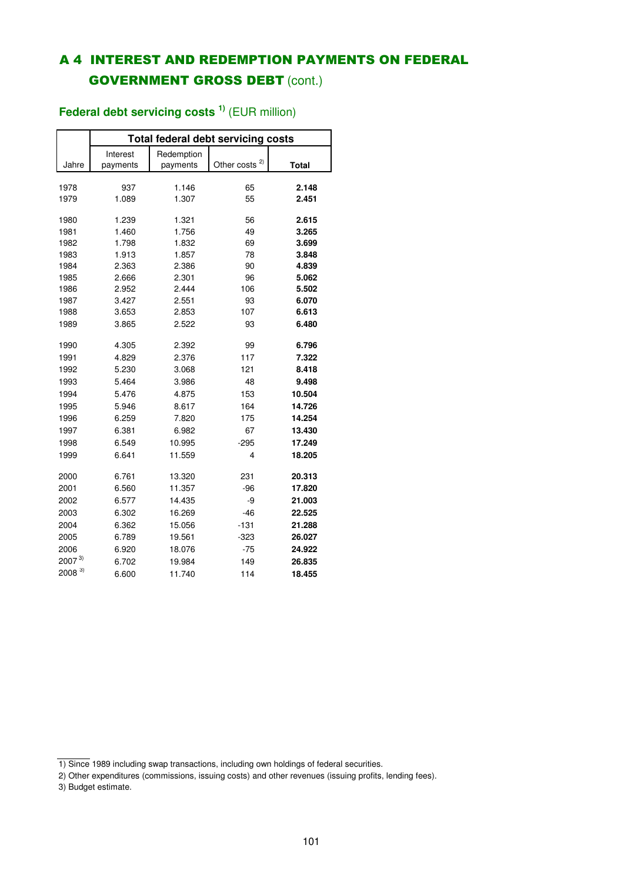# A 4 INTEREST AND REDEMPTION PAYMENTS ON FEDERAL GOVERNMENT GROSS DEBT (cont.)

## Federal debt servicing costs [1)] (EUR million)

| | Total federal debt servicing costs | | | |
|---|---|---|---|---|
| Jahre | Interest payments | Redemption payments | Other costs [2)] | **Total** |
| 1978 | 937 | 1.146 | 65 | **2.148** |
| 1979 | 1.089 | 1.307 | 55 | **2.451** |
| 1980 | 1.239 | 1.321 | 56 | **2.615** |
| 1981 | 1.460 | 1.756 | 49 | **3.265** |
| 1982 | 1.798 | 1.832 | 69 | **3.699** |
| 1983 | 1.913 | 1.857 | 78 | **3.848** |
| 1984 | 2.363 | 2.386 | 90 | **4.839** |
| 1985 | 2.666 | 2.301 | 96 | **5.062** |
| 1986 | 2.952 | 2.444 | 106 | **5.502** |
| 1987 | 3.427 | 2.551 | 93 | **6.070** |
| 1988 | 3.653 | 2.853 | 107 | **6.613** |
| 1989 | 3.865 | 2.522 | 93 | **6.480** |
| 1990 | 4.305 | 2.392 | 99 | **6.796** |
| 1991 | 4.829 | 2.376 | 117 | **7.322** |
| 1992 | 5.230 | 3.068 | 121 | **8.418** |
| 1993 | 5.464 | 3.986 | 48 | **9.498** |
| 1994 | 5.476 | 4.875 | 153 | **10.504** |
| 1995 | 5.946 | 8.617 | 164 | **14.726** |
| 1996 | 6.259 | 7.820 | 175 | **14.254** |
| 1997 | 6.381 | 6.982 | 67 | **13.430** |
| 1998 | 6.549 | 10.995 | -295 | **17.249** |
| 1999 | 6.641 | 11.559 | 4 | **18.205** |
| 2000 | 6.761 | 13.320 | 231 | **20.313** |
| 2001 | 6.560 | 11.357 | -96 | **17.820** |
| 2002 | 6.577 | 14.435 | -9 | **21.003** |
| 2003 | 6.302 | 16.269 | -46 | **22.525** |
| 2004 | 6.362 | 15.056 | -131 | **21.288** |
| 2005 | 6.789 | 19.561 | -323 | **26.027** |
| 2006 | 6.920 | 18.076 | -75 | **24.922** |
| 2007 [3)] | 6.702 | 19.984 | 149 | **26.835** |
| 2008 [3)] | 6.600 | 11.740 | 114 | **18.455** |

1) Since 1989 including swap transactions, including own holdings of federal securities.

2) Other expenditures (commissions, issuing costs) and other revenues (issuing profits, lending fees).

3) Budget estimate.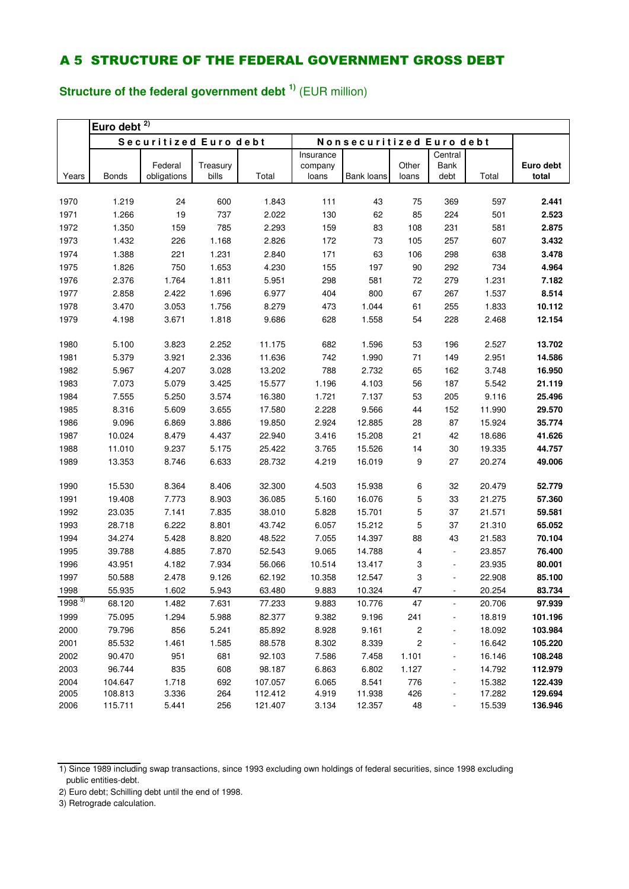# A 5 STRUCTURE OF THE FEDERAL GOVERNMENT GROSS DEBT

## Structure of the federal government debt [1)] (EUR million)

| | Euro debt [2)] | | | | | | | | | |
|---|---|---|---|---|---|---|---|---|---|---|
| | Securitized Euro debt | | | | Nonsecuritized Euro debt | | | | | |
| Years | Bonds | Federal obligations | Treasury bills | Total | Insurance company loans | Bank loans | Other loans | Central Bank debt | Total | **Euro debt total** |
| 1970 | 1.219 | 24 | 600 | 1.843 | 111 | 43 | 75 | 369 | 597 | **2.441** |
| 1971 | 1.266 | 19 | 737 | 2.022 | 130 | 62 | 85 | 224 | 501 | **2.523** |
| 1972 | 1.350 | 159 | 785 | 2.293 | 159 | 83 | 108 | 231 | 581 | **2.875** |
| 1973 | 1.432 | 226 | 1.168 | 2.826 | 172 | 73 | 105 | 257 | 607 | **3.432** |
| 1974 | 1.388 | 221 | 1.231 | 2.840 | 171 | 63 | 106 | 298 | 638 | **3.478** |
| 1975 | 1.826 | 750 | 1.653 | 4.230 | 155 | 197 | 90 | 292 | 734 | **4.964** |
| 1976 | 2.376 | 1.764 | 1.811 | 5.951 | 298 | 581 | 72 | 279 | 1.231 | **7.182** |
| 1977 | 2.858 | 2.422 | 1.696 | 6.977 | 404 | 800 | 67 | 267 | 1.537 | **8.514** |
| 1978 | 3.470 | 3.053 | 1.756 | 8.279 | 473 | 1.044 | 61 | 255 | 1.833 | **10.112** |
| 1979 | 4.198 | 3.671 | 1.818 | 9.686 | 628 | 1.558 | 54 | 228 | 2.468 | **12.154** |
| 1980 | 5.100 | 3.823 | 2.252 | 11.175 | 682 | 1.596 | 53 | 196 | 2.527 | **13.702** |
| 1981 | 5.379 | 3.921 | 2.336 | 11.636 | 742 | 1.990 | 71 | 149 | 2.951 | **14.586** |
| 1982 | 5.967 | 4.207 | 3.028 | 13.202 | 788 | 2.732 | 65 | 162 | 3.748 | **16.950** |
| 1983 | 7.073 | 5.079 | 3.425 | 15.577 | 1.196 | 4.103 | 56 | 187 | 5.542 | **21.119** |
| 1984 | 7.555 | 5.250 | 3.574 | 16.380 | 1.721 | 7.137 | 53 | 205 | 9.116 | **25.496** |
| 1985 | 8.316 | 5.609 | 3.655 | 17.580 | 2.228 | 9.566 | 44 | 152 | 11.990 | **29.570** |
| 1986 | 9.096 | 6.869 | 3.886 | 19.850 | 2.924 | 12.885 | 28 | 87 | 15.924 | **35.774** |
| 1987 | 10.024 | 8.479 | 4.437 | 22.940 | 3.416 | 15.208 | 21 | 42 | 18.686 | **41.626** |
| 1988 | 11.010 | 9.237 | 5.175 | 25.422 | 3.765 | 15.526 | 14 | 30 | 19.335 | **44.757** |
| 1989 | 13.353 | 8.746 | 6.633 | 28.732 | 4.219 | 16.019 | 9 | 27 | 20.274 | **49.006** |
| 1990 | 15.530 | 8.364 | 8.406 | 32.300 | 4.503 | 15.938 | 6 | 32 | 20.479 | **52.779** |
| 1991 | 19.408 | 7.773 | 8.903 | 36.085 | 5.160 | 16.076 | 5 | 33 | 21.275 | **57.360** |
| 1992 | 23.035 | 7.141 | 7.835 | 38.010 | 5.828 | 15.701 | 5 | 37 | 21.571 | **59.581** |
| 1993 | 28.718 | 6.222 | 8.801 | 43.742 | 6.057 | 15.212 | 5 | 37 | 21.310 | **65.052** |
| 1994 | 34.274 | 5.428 | 8.820 | 48.522 | 7.055 | 14.397 | 88 | 43 | 21.583 | **70.104** |
| 1995 | 39.788 | 4.885 | 7.870 | 52.543 | 9.065 | 14.788 | 4 | - | 23.857 | **76.400** |
| 1996 | 43.951 | 4.182 | 7.934 | 56.066 | 10.514 | 13.417 | 3 | - | 23.935 | **80.001** |
| 1997 | 50.588 | 2.478 | 9.126 | 62.192 | 10.358 | 12.547 | 3 | - | 22.908 | **85.100** |
| 1998 | 55.935 | 1.602 | 5.943 | 63.480 | 9.883 | 10.324 | 47 | - | 20.254 | **83.734** |
| 1998 [3)] | 68.120 | 1.482 | 7.631 | 77.233 | 9.883 | 10.776 | 47 | - | 20.706 | **97.939** |
| 1999 | 75.095 | 1.294 | 5.988 | 82.377 | 9.382 | 9.196 | 241 | - | 18.819 | **101.196** |
| 2000 | 79.796 | 856 | 5.241 | 85.892 | 8.928 | 9.161 | 2 | - | 18.092 | **103.984** |
| 2001 | 85.532 | 1.461 | 1.585 | 88.578 | 8.302 | 8.339 | 2 | - | 16.642 | **105.220** |
| 2002 | 90.470 | 951 | 681 | 92.103 | 7.586 | 7.458 | 1.101 | - | 16.146 | **108.248** |
| 2003 | 96.744 | 835 | 608 | 98.187 | 6.863 | 6.802 | 1.127 | - | 14.792 | **112.979** |
| 2004 | 104.647 | 1.718 | 692 | 107.057 | 6.065 | 8.541 | 776 | - | 15.382 | **122.439** |
| 2005 | 108.813 | 3.336 | 264 | 112.412 | 4.919 | 11.938 | 426 | - | 17.282 | **129.694** |
| 2006 | 115.711 | 5.441 | 256 | 121.407 | 3.134 | 12.357 | 48 | - | 15.539 | **136.946** |

1) Since 1989 including swap transactions, since 1993 excluding own holdings of federal securities, since 1998 excluding public entities-debt.

2) Euro debt; Schilling debt until the end of 1998.

3) Retrograde calculation.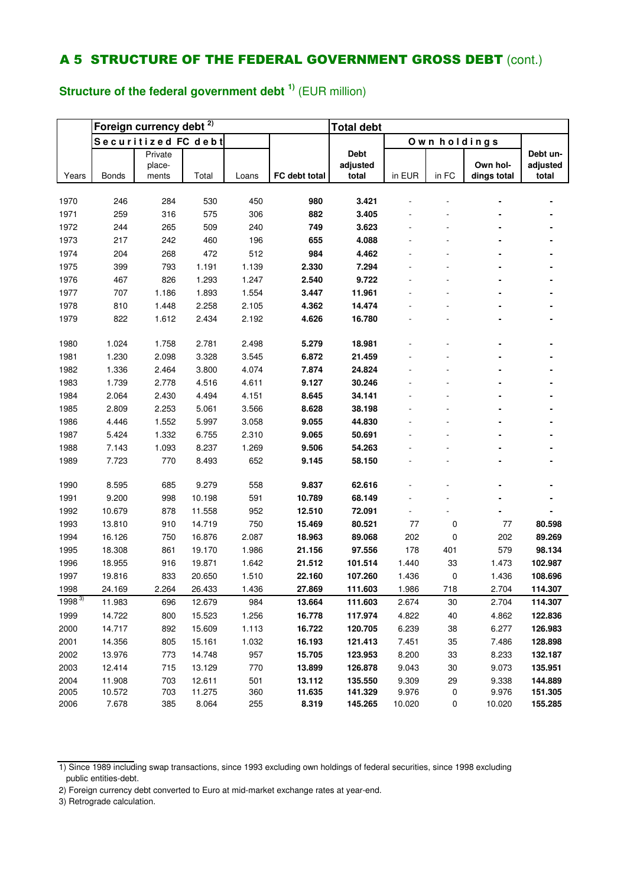## A 5 STRUCTURE OF THE FEDERAL GOVERNMENT GROSS DEBT (cont.)

### Structure of the federal government debt [1] (EUR million)

| | Foreign currency debt [2] | | | | | Total debt | | | | |
|---|---|---|---|---|---|---|---|---|---|---|
| | Securitized FC debt | | | | | | Own holdings | | | |
| Years | Bonds | Private place-ments | Total | Loans | FC debt total | Debt adjusted total | in EUR | in FC | Own hol-dings total | Debt un-adjusted total |
| 1970 | 246 | 284 | 530 | 450 | **980** | **3.421** | - | - | - | - |
| 1971 | 259 | 316 | 575 | 306 | **882** | **3.405** | - | - | - | - |
| 1972 | 244 | 265 | 509 | 240 | **749** | **3.623** | - | - | - | - |
| 1973 | 217 | 242 | 460 | 196 | **655** | **4.088** | - | - | - | - |
| 1974 | 204 | 268 | 472 | 512 | **984** | **4.462** | - | - | - | - |
| 1975 | 399 | 793 | 1.191 | 1.139 | **2.330** | **7.294** | - | - | - | - |
| 1976 | 467 | 826 | 1.293 | 1.247 | **2.540** | **9.722** | - | - | - | - |
| 1977 | 707 | 1.186 | 1.893 | 1.554 | **3.447** | **11.961** | - | - | - | - |
| 1978 | 810 | 1.448 | 2.258 | 2.105 | **4.362** | **14.474** | - | - | - | - |
| 1979 | 822 | 1.612 | 2.434 | 2.192 | **4.626** | **16.780** | - | - | - | - |
| 1980 | 1.024 | 1.758 | 2.781 | 2.498 | **5.279** | **18.981** | - | - | - | - |
| 1981 | 1.230 | 2.098 | 3.328 | 3.545 | **6.872** | **21.459** | - | - | - | - |
| 1982 | 1.336 | 2.464 | 3.800 | 4.074 | **7.874** | **24.824** | - | - | - | - |
| 1983 | 1.739 | 2.778 | 4.516 | 4.611 | **9.127** | **30.246** | - | - | - | - |
| 1984 | 2.064 | 2.430 | 4.494 | 4.151 | **8.645** | **34.141** | - | - | - | - |
| 1985 | 2.809 | 2.253 | 5.061 | 3.566 | **8.628** | **38.198** | - | - | - | - |
| 1986 | 4.446 | 1.552 | 5.997 | 3.058 | **9.055** | **44.830** | - | - | - | - |
| 1987 | 5.424 | 1.332 | 6.755 | 2.310 | **9.065** | **50.691** | - | - | - | - |
| 1988 | 7.143 | 1.093 | 8.237 | 1.269 | **9.506** | **54.263** | - | - | - | - |
| 1989 | 7.723 | 770 | 8.493 | 652 | **9.145** | **58.150** | - | - | - | - |
| 1990 | 8.595 | 685 | 9.279 | 558 | **9.837** | **62.616** | - | - | - | - |
| 1991 | 9.200 | 998 | 10.198 | 591 | **10.789** | **68.149** | - | - | - | - |
| 1992 | 10.679 | 878 | 11.558 | 952 | **12.510** | **72.091** | - | - | - | - |
| 1993 | 13.810 | 910 | 14.719 | 750 | **15.469** | **80.521** | 77 | 0 | 77 | **80.598** |
| 1994 | 16.126 | 750 | 16.876 | 2.087 | **18.963** | **89.068** | 202 | 0 | 202 | **89.269** |
| 1995 | 18.308 | 861 | 19.170 | 1.986 | **21.156** | **97.556** | 178 | 401 | 579 | **98.134** |
| 1996 | 18.955 | 916 | 19.871 | 1.642 | **21.512** | **101.514** | 1.440 | 33 | 1.473 | **102.987** |
| 1997 | 19.816 | 833 | 20.650 | 1.510 | **22.160** | **107.260** | 1.436 | 0 | 1.436 | **108.696** |
| 1998 | 24.169 | 2.264 | 26.433 | 1.436 | **27.869** | **111.603** | 1.986 | 718 | 2.704 | **114.307** |
| 1998 [3] | 11.983 | 696 | 12.679 | 984 | **13.664** | **111.603** | 2.674 | 30 | 2.704 | **114.307** |
| 1999 | 14.722 | 800 | 15.523 | 1.256 | **16.778** | **117.974** | 4.822 | 40 | 4.862 | **122.836** |
| 2000 | 14.717 | 892 | 15.609 | 1.113 | **16.722** | **120.705** | 6.239 | 38 | 6.277 | **126.983** |
| 2001 | 14.356 | 805 | 15.161 | 1.032 | **16.193** | **121.413** | 7.451 | 35 | 7.486 | **128.898** |
| 2002 | 13.976 | 773 | 14.748 | 957 | **15.705** | **123.953** | 8.200 | 33 | 8.233 | **132.187** |
| 2003 | 12.414 | 715 | 13.129 | 770 | **13.899** | **126.878** | 9.043 | 30 | 9.073 | **135.951** |
| 2004 | 11.908 | 703 | 12.611 | 501 | **13.112** | **135.550** | 9.309 | 29 | 9.338 | **144.889** |
| 2005 | 10.572 | 703 | 11.275 | 360 | **11.635** | **141.329** | 9.976 | 0 | 9.976 | **151.305** |
| 2006 | 7.678 | 385 | 8.064 | 255 | **8.319** | **145.265** | 10.020 | 0 | 10.020 | **155.285** |

1) Since 1989 including swap transactions, since 1993 excluding own holdings of federal securities, since 1998 excluding public entities-debt.

2) Foreign currency debt converted to Euro at mid-market exchange rates at year-end.

3) Retrograde calculation.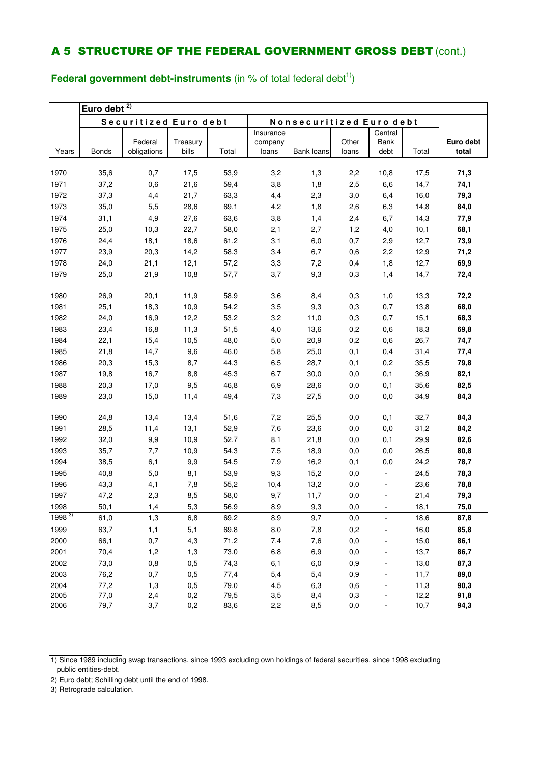## A 5 STRUCTURE OF THE FEDERAL GOVERNMENT GROSS DEBT (cont.)

**Federal government debt-instruments** (in % of total federal debt[1)])

| | Euro debt [2)] | | | | | | | | | |
|---|---|---|---|---|---|---|---|---|---|---|
| | Securitized Euro debt | | | | Nonsecuritized Euro debt | | | | | |
| Years | Bonds | Federal obligations | Treasury bills | Total | Insurance company loans | Bank loans | Other loans | Central Bank debt | Total | **Euro debt total** |
| 1970 | 35,6 | 0,7 | 17,5 | 53,9 | 3,2 | 1,3 | 2,2 | 10,8 | 17,5 | **71,3** |
| 1971 | 37,2 | 0,6 | 21,6 | 59,4 | 3,8 | 1,8 | 2,5 | 6,6 | 14,7 | **74,1** |
| 1972 | 37,3 | 4,4 | 21,7 | 63,3 | 4,4 | 2,3 | 3,0 | 6,4 | 16,0 | **79,3** |
| 1973 | 35,0 | 5,5 | 28,6 | 69,1 | 4,2 | 1,8 | 2,6 | 6,3 | 14,8 | **84,0** |
| 1974 | 31,1 | 4,9 | 27,6 | 63,6 | 3,8 | 1,4 | 2,4 | 6,7 | 14,3 | **77,9** |
| 1975 | 25,0 | 10,3 | 22,7 | 58,0 | 2,1 | 2,7 | 1,2 | 4,0 | 10,1 | **68,1** |
| 1976 | 24,4 | 18,1 | 18,6 | 61,2 | 3,1 | 6,0 | 0,7 | 2,9 | 12,7 | **73,9** |
| 1977 | 23,9 | 20,3 | 14,2 | 58,3 | 3,4 | 6,7 | 0,6 | 2,2 | 12,9 | **71,2** |
| 1978 | 24,0 | 21,1 | 12,1 | 57,2 | 3,3 | 7,2 | 0,4 | 1,8 | 12,7 | **69,9** |
| 1979 | 25,0 | 21,9 | 10,8 | 57,7 | 3,7 | 9,3 | 0,3 | 1,4 | 14,7 | **72,4** |
| 1980 | 26,9 | 20,1 | 11,9 | 58,9 | 3,6 | 8,4 | 0,3 | 1,0 | 13,3 | **72,2** |
| 1981 | 25,1 | 18,3 | 10,9 | 54,2 | 3,5 | 9,3 | 0,3 | 0,7 | 13,8 | **68,0** |
| 1982 | 24,0 | 16,9 | 12,2 | 53,2 | 3,2 | 11,0 | 0,3 | 0,7 | 15,1 | **68,3** |
| 1983 | 23,4 | 16,8 | 11,3 | 51,5 | 4,0 | 13,6 | 0,2 | 0,6 | 18,3 | **69,8** |
| 1984 | 22,1 | 15,4 | 10,5 | 48,0 | 5,0 | 20,9 | 0,2 | 0,6 | 26,7 | **74,7** |
| 1985 | 21,8 | 14,7 | 9,6 | 46,0 | 5,8 | 25,0 | 0,1 | 0,4 | 31,4 | **77,4** |
| 1986 | 20,3 | 15,3 | 8,7 | 44,3 | 6,5 | 28,7 | 0,1 | 0,2 | 35,5 | **79,8** |
| 1987 | 19,8 | 16,7 | 8,8 | 45,3 | 6,7 | 30,0 | 0,0 | 0,1 | 36,9 | **82,1** |
| 1988 | 20,3 | 17,0 | 9,5 | 46,8 | 6,9 | 28,6 | 0,0 | 0,1 | 35,6 | **82,5** |
| 1989 | 23,0 | 15,0 | 11,4 | 49,4 | 7,3 | 27,5 | 0,0 | 0,0 | 34,9 | **84,3** |
| 1990 | 24,8 | 13,4 | 13,4 | 51,6 | 7,2 | 25,5 | 0,0 | 0,1 | 32,7 | **84,3** |
| 1991 | 28,5 | 11,4 | 13,1 | 52,9 | 7,6 | 23,6 | 0,0 | 0,0 | 31,2 | **84,2** |
| 1992 | 32,0 | 9,9 | 10,9 | 52,7 | 8,1 | 21,8 | 0,0 | 0,1 | 29,9 | **82,6** |
| 1993 | 35,7 | 7,7 | 10,9 | 54,3 | 7,5 | 18,9 | 0,0 | 0,0 | 26,5 | **80,8** |
| 1994 | 38,5 | 6,1 | 9,9 | 54,5 | 7,9 | 16,2 | 0,1 | 0,0 | 24,2 | **78,7** |
| 1995 | 40,8 | 5,0 | 8,1 | 53,9 | 9,3 | 15,2 | 0,0 | - | 24,5 | **78,3** |
| 1996 | 43,3 | 4,1 | 7,8 | 55,2 | 10,4 | 13,2 | 0,0 | - | 23,6 | **78,8** |
| 1997 | 47,2 | 2,3 | 8,5 | 58,0 | 9,7 | 11,7 | 0,0 | - | 21,4 | **79,3** |
| 1998 | 50,1 | 1,4 | 5,3 | 56,9 | 8,9 | 9,3 | 0,0 | - | 18,1 | **75,0** |
| 1998 [3)] | 61,0 | 1,3 | 6,8 | 69,2 | 8,9 | 9,7 | 0,0 | - | 18,6 | **87,8** |
| 1999 | 63,7 | 1,1 | 5,1 | 69,8 | 8,0 | 7,8 | 0,2 | - | 16,0 | **85,8** |
| 2000 | 66,1 | 0,7 | 4,3 | 71,2 | 7,4 | 7,6 | 0,0 | - | 15,0 | **86,1** |
| 2001 | 70,4 | 1,2 | 1,3 | 73,0 | 6,8 | 6,9 | 0,0 | - | 13,7 | **86,7** |
| 2002 | 73,0 | 0,8 | 0,5 | 74,3 | 6,1 | 6,0 | 0,9 | - | 13,0 | **87,3** |
| 2003 | 76,2 | 0,7 | 0,5 | 77,4 | 5,4 | 5,4 | 0,9 | - | 11,7 | **89,0** |
| 2004 | 77,2 | 1,3 | 0,5 | 79,0 | 4,5 | 6,3 | 0,6 | - | 11,3 | **90,3** |
| 2005 | 77,0 | 2,4 | 0,2 | 79,5 | 3,5 | 8,4 | 0,3 | - | 12,2 | **91,8** |
| 2006 | 79,7 | 3,7 | 0,2 | 83,6 | 2,2 | 8,5 | 0,0 | - | 10,7 | **94,3** |

1) Since 1989 including swap transactions, since 1993 excluding own holdings of federal securities, since 1998 excluding public entities-debt.

2) Euro debt; Schilling debt until the end of 1998.

3) Retrograde calculation.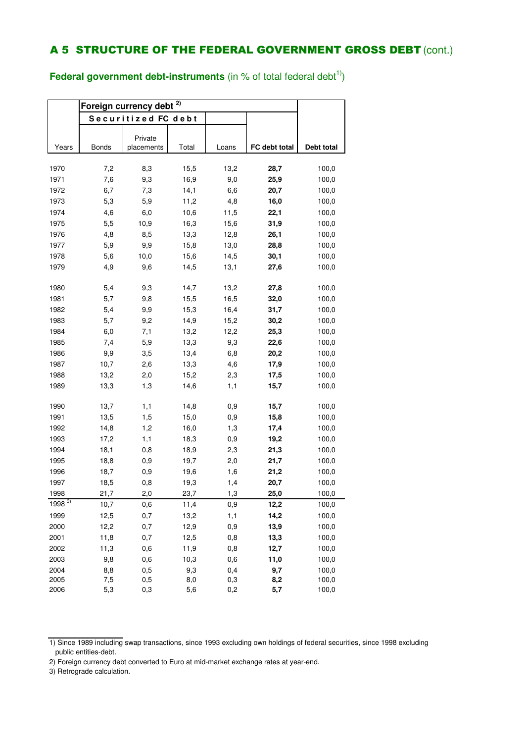# A 5 STRUCTURE OF THE FEDERAL GOVERNMENT GROSS DEBT (cont.)

## Federal government debt-instruments (in % of total federal debt[1)])

| | Foreign currency debt [2)] | | | | | |
|---|---|---|---|---|---|---|
| | Securitized FC debt | | | | | |
| Years | Bonds | Private placements | Total | Loans | FC debt total | Debt total |
| 1970 | 7,2 | 8,3 | 15,5 | 13,2 | **28,7** | 100,0 |
| 1971 | 7,6 | 9,3 | 16,9 | 9,0 | **25,9** | 100,0 |
| 1972 | 6,7 | 7,3 | 14,1 | 6,6 | **20,7** | 100,0 |
| 1973 | 5,3 | 5,9 | 11,2 | 4,8 | **16,0** | 100,0 |
| 1974 | 4,6 | 6,0 | 10,6 | 11,5 | **22,1** | 100,0 |
| 1975 | 5,5 | 10,9 | 16,3 | 15,6 | **31,9** | 100,0 |
| 1976 | 4,8 | 8,5 | 13,3 | 12,8 | **26,1** | 100,0 |
| 1977 | 5,9 | 9,9 | 15,8 | 13,0 | **28,8** | 100,0 |
| 1978 | 5,6 | 10,0 | 15,6 | 14,5 | **30,1** | 100,0 |
| 1979 | 4,9 | 9,6 | 14,5 | 13,1 | **27,6** | 100,0 |
| 1980 | 5,4 | 9,3 | 14,7 | 13,2 | **27,8** | 100,0 |
| 1981 | 5,7 | 9,8 | 15,5 | 16,5 | **32,0** | 100,0 |
| 1982 | 5,4 | 9,9 | 15,3 | 16,4 | **31,7** | 100,0 |
| 1983 | 5,7 | 9,2 | 14,9 | 15,2 | **30,2** | 100,0 |
| 1984 | 6,0 | 7,1 | 13,2 | 12,2 | **25,3** | 100,0 |
| 1985 | 7,4 | 5,9 | 13,3 | 9,3 | **22,6** | 100,0 |
| 1986 | 9,9 | 3,5 | 13,4 | 6,8 | **20,2** | 100,0 |
| 1987 | 10,7 | 2,6 | 13,3 | 4,6 | **17,9** | 100,0 |
| 1988 | 13,2 | 2,0 | 15,2 | 2,3 | **17,5** | 100,0 |
| 1989 | 13,3 | 1,3 | 14,6 | 1,1 | **15,7** | 100,0 |
| 1990 | 13,7 | 1,1 | 14,8 | 0,9 | **15,7** | 100,0 |
| 1991 | 13,5 | 1,5 | 15,0 | 0,9 | **15,8** | 100,0 |
| 1992 | 14,8 | 1,2 | 16,0 | 1,3 | **17,4** | 100,0 |
| 1993 | 17,2 | 1,1 | 18,3 | 0,9 | **19,2** | 100,0 |
| 1994 | 18,1 | 0,8 | 18,9 | 2,3 | **21,3** | 100,0 |
| 1995 | 18,8 | 0,9 | 19,7 | 2,0 | **21,7** | 100,0 |
| 1996 | 18,7 | 0,9 | 19,6 | 1,6 | **21,2** | 100,0 |
| 1997 | 18,5 | 0,8 | 19,3 | 1,4 | **20,7** | 100,0 |
| 1998 | 21,7 | 2,0 | 23,7 | 1,3 | **25,0** | 100,0 |
| 1998 [3)] | 10,7 | 0,6 | 11,4 | 0,9 | **12,2** | 100,0 |
| 1999 | 12,5 | 0,7 | 13,2 | 1,1 | **14,2** | 100,0 |
| 2000 | 12,2 | 0,7 | 12,9 | 0,9 | **13,9** | 100,0 |
| 2001 | 11,8 | 0,7 | 12,5 | 0,8 | **13,3** | 100,0 |
| 2002 | 11,3 | 0,6 | 11,9 | 0,8 | **12,7** | 100,0 |
| 2003 | 9,8 | 0,6 | 10,3 | 0,6 | **11,0** | 100,0 |
| 2004 | 8,8 | 0,5 | 9,3 | 0,4 | **9,7** | 100,0 |
| 2005 | 7,5 | 0,5 | 8,0 | 0,3 | **8,2** | 100,0 |
| 2006 | 5,3 | 0,3 | 5,6 | 0,2 | **5,7** | 100,0 |

1) Since 1989 including swap transactions, since 1993 excluding own holdings of federal securities, since 1998 excluding public entities-debt.

2) Foreign currency debt converted to Euro at mid-market exchange rates at year-end.

3) Retrograde calculation.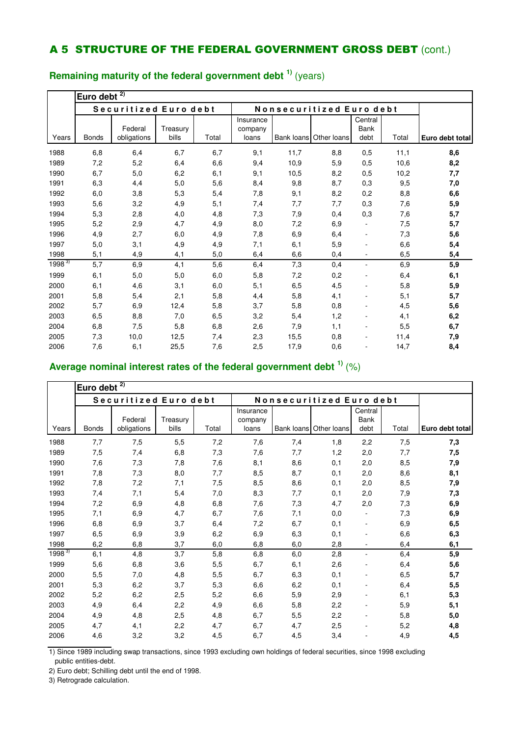## A 5 STRUCTURE OF THE FEDERAL GOVERNMENT GROSS DEBT (cont.)

### Remaining maturity of the federal government debt [1)] (years)

| | Euro debt [2)] | | | | | | | | | |
|---|---|---|---|---|---|---|---|---|---|---|
| | Securitized Euro debt | | | | Nonsecuritized Euro debt | | | | | |
| Years | Bonds | Federal obligations | Treasury bills | Total | Insurance company loans | Bank loans | Other loans | Central Bank debt | Total | **Euro debt total** |
| 1988 | 6,8 | 6,4 | 6,7 | 6,7 | 9,1 | 11,7 | 8,8 | 0,5 | 11,1 | **8,6** |
| 1989 | 7,2 | 5,2 | 6,4 | 6,6 | 9,4 | 10,9 | 5,9 | 0,5 | 10,6 | **8,2** |
| 1990 | 6,7 | 5,0 | 6,2 | 6,1 | 9,1 | 10,5 | 8,2 | 0,5 | 10,2 | **7,7** |
| 1991 | 6,3 | 4,4 | 5,0 | 5,6 | 8,4 | 9,8 | 8,7 | 0,3 | 9,5 | **7,0** |
| 1992 | 6,0 | 3,8 | 5,3 | 5,4 | 7,8 | 9,1 | 8,2 | 0,2 | 8,8 | **6,6** |
| 1993 | 5,6 | 3,2 | 4,9 | 5,1 | 7,4 | 7,7 | 7,7 | 0,3 | 7,6 | **5,9** |
| 1994 | 5,3 | 2,8 | 4,0 | 4,8 | 7,3 | 7,9 | 0,4 | 0,3 | 7,6 | **5,7** |
| 1995 | 5,2 | 2,9 | 4,7 | 4,9 | 8,0 | 7,2 | 6,9 | - | 7,5 | **5,7** |
| 1996 | 4,9 | 2,7 | 6,0 | 4,9 | 7,8 | 6,9 | 6,4 | - | 7,3 | **5,6** |
| 1997 | 5,0 | 3,1 | 4,9 | 4,9 | 7,1 | 6,1 | 5,9 | - | 6,6 | **5,4** |
| 1998 | 5,1 | 4,9 | 4,1 | 5,0 | 6,4 | 6,6 | 0,4 | - | 6,5 | **5,4** |
| 1998 [3)] | 5,7 | 6,9 | 4,1 | 5,6 | 6,4 | 7,3 | 0,4 | - | 6,9 | **5,9** |
| 1999 | 6,1 | 5,0 | 5,0 | 6,0 | 5,8 | 7,2 | 0,2 | - | 6,4 | **6,1** |
| 2000 | 6,1 | 4,6 | 3,1 | 6,0 | 5,1 | 6,5 | 4,5 | - | 5,8 | **5,9** |
| 2001 | 5,8 | 5,4 | 2,1 | 5,8 | 4,4 | 5,8 | 4,1 | - | 5,1 | **5,7** |
| 2002 | 5,7 | 6,9 | 12,4 | 5,8 | 3,7 | 5,8 | 0,8 | - | 4,5 | **5,6** |
| 2003 | 6,5 | 8,8 | 7,0 | 6,5 | 3,2 | 5,4 | 1,2 | - | 4,1 | **6,2** |
| 2004 | 6,8 | 7,5 | 5,8 | 6,8 | 2,6 | 7,9 | 1,1 | - | 5,5 | **6,7** |
| 2005 | 7,3 | 10,0 | 12,5 | 7,4 | 2,3 | 15,5 | 0,8 | - | 11,4 | **7,9** |
| 2006 | 7,6 | 6,1 | 25,5 | 7,6 | 2,5 | 17,9 | 0,6 | - | 14,7 | **8,4** |

### Average nominal interest rates of the federal government debt [1)] (%)

| | Euro debt [2)] | | | | | | | | | |
|---|---|---|---|---|---|---|---|---|---|---|
| | Securitized Euro debt | | | | Nonsecuritized Euro debt | | | | | |
| Years | Bonds | Federal obligations | Treasury bills | Total | Insurance company loans | Bank loans | Other loans | Central Bank debt | Total | **Euro debt total** |
| 1988 | 7,7 | 7,5 | 5,5 | 7,2 | 7,6 | 7,4 | 1,8 | 2,2 | 7,5 | **7,3** |
| 1989 | 7,5 | 7,4 | 6,8 | 7,3 | 7,6 | 7,7 | 1,2 | 2,0 | 7,7 | **7,5** |
| 1990 | 7,6 | 7,3 | 7,8 | 7,6 | 8,1 | 8,6 | 0,1 | 2,0 | 8,5 | **7,9** |
| 1991 | 7,8 | 7,3 | 8,0 | 7,7 | 8,5 | 8,7 | 0,1 | 2,0 | 8,6 | **8,1** |
| 1992 | 7,8 | 7,2 | 7,1 | 7,5 | 8,5 | 8,6 | 0,1 | 2,0 | 8,5 | **7,9** |
| 1993 | 7,4 | 7,1 | 5,4 | 7,0 | 8,3 | 7,7 | 0,1 | 2,0 | 7,9 | **7,3** |
| 1994 | 7,2 | 6,9 | 4,8 | 6,8 | 7,6 | 7,3 | 4,7 | 2,0 | 7,3 | **6,9** |
| 1995 | 7,1 | 6,9 | 4,7 | 6,7 | 7,6 | 7,1 | 0,0 | - | 7,3 | **6,9** |
| 1996 | 6,8 | 6,9 | 3,7 | 6,4 | 7,2 | 6,7 | 0,1 | - | 6,9 | **6,5** |
| 1997 | 6,5 | 6,9 | 3,9 | 6,2 | 6,9 | 6,3 | 0,1 | - | 6,6 | **6,3** |
| 1998 | 6,2 | 6,8 | 3,7 | 6,0 | 6,8 | 6,0 | 2,8 | - | 6,4 | **6,1** |
| 1998 [3)] | 6,1 | 4,8 | 3,7 | 5,8 | 6,8 | 6,0 | 2,8 | - | 6,4 | **5,9** |
| 1999 | 5,6 | 6,8 | 3,6 | 5,5 | 6,7 | 6,1 | 2,6 | - | 6,4 | **5,6** |
| 2000 | 5,5 | 7,0 | 4,8 | 5,5 | 6,7 | 6,3 | 0,1 | - | 6,5 | **5,7** |
| 2001 | 5,3 | 6,2 | 3,7 | 5,3 | 6,6 | 6,2 | 0,1 | - | 6,4 | **5,5** |
| 2002 | 5,2 | 6,2 | 2,5 | 5,2 | 6,6 | 5,9 | 2,9 | - | 6,1 | **5,3** |
| 2003 | 4,9 | 6,4 | 2,2 | 4,9 | 6,6 | 5,8 | 2,2 | - | 5,9 | **5,1** |
| 2004 | 4,9 | 4,8 | 2,5 | 4,8 | 6,7 | 5,5 | 2,2 | - | 5,8 | **5,0** |
| 2005 | 4,7 | 4,1 | 2,2 | 4,7 | 6,7 | 4,7 | 2,5 | - | 5,2 | **4,8** |
| 2006 | 4,6 | 3,2 | 3,2 | 4,5 | 6,7 | 4,5 | 3,4 | - | 4,9 | **4,5** |

1) Since 1989 including swap transactions, since 1993 excluding own holdings of federal securities, since 1998 excluding public entities-debt.

2) Euro debt; Schilling debt until the end of 1998.

3) Retrograde calculation.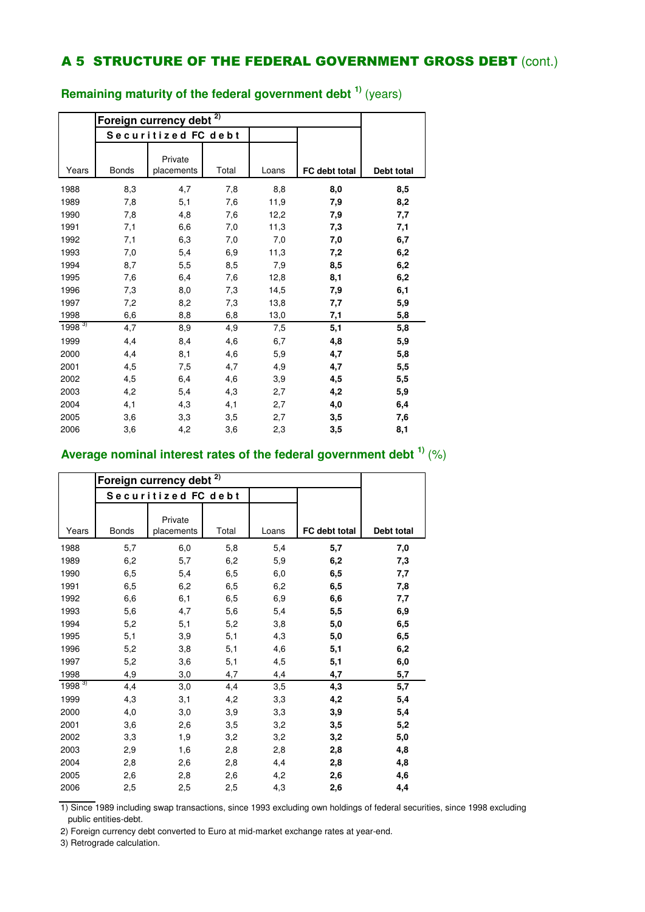## A 5 STRUCTURE OF THE FEDERAL GOVERNMENT GROSS DEBT (cont.)

### Remaining maturity of the federal government debt [1] (years)

| | Foreign currency debt [2] | | | | | |
|---|---|---|---|---|---|---|
| | Securitized FC debt | | | | | |
| Years | Bonds | Private placements | Total | Loans | **FC debt total** | **Debt total** |
| 1988 | 8,3 | 4,7 | 7,8 | 8,8 | **8,0** | **8,5** |
| 1989 | 7,8 | 5,1 | 7,6 | 11,9 | **7,9** | **8,2** |
| 1990 | 7,8 | 4,8 | 7,6 | 12,2 | **7,9** | **7,7** |
| 1991 | 7,1 | 6,6 | 7,0 | 11,3 | **7,3** | **7,1** |
| 1992 | 7,1 | 6,3 | 7,0 | 7,0 | **7,0** | **6,7** |
| 1993 | 7,0 | 5,4 | 6,9 | 11,3 | **7,2** | **6,2** |
| 1994 | 8,7 | 5,5 | 8,5 | 7,9 | **8,5** | **6,2** |
| 1995 | 7,6 | 6,4 | 7,6 | 12,8 | **8,1** | **6,2** |
| 1996 | 7,3 | 8,0 | 7,3 | 14,5 | **7,9** | **6,1** |
| 1997 | 7,2 | 8,2 | 7,3 | 13,8 | **7,7** | **5,9** |
| 1998 | 6,6 | 8,8 | 6,8 | 13,0 | **7,1** | **5,8** |
| 1998 [3] | 4,7 | 8,9 | 4,9 | 7,5 | **5,1** | **5,8** |
| 1999 | 4,4 | 8,4 | 4,6 | 6,7 | **4,8** | **5,9** |
| 2000 | 4,4 | 8,1 | 4,6 | 5,9 | **4,7** | **5,8** |
| 2001 | 4,5 | 7,5 | 4,7 | 4,9 | **4,7** | **5,5** |
| 2002 | 4,5 | 6,4 | 4,6 | 3,9 | **4,5** | **5,5** |
| 2003 | 4,2 | 5,4 | 4,3 | 2,7 | **4,2** | **5,9** |
| 2004 | 4,1 | 4,3 | 4,1 | 2,7 | **4,0** | **6,4** |
| 2005 | 3,6 | 3,3 | 3,5 | 2,7 | **3,5** | **7,6** |
| 2006 | 3,6 | 4,2 | 3,6 | 2,3 | **3,5** | **8,1** |

### Average nominal interest rates of the federal government debt [1] (%)

| | Foreign currency debt [2] | | | | | |
|---|---|---|---|---|---|---|
| | Securitized FC debt | | | | | |
| Years | Bonds | Private placements | Total | Loans | **FC debt total** | **Debt total** |
| 1988 | 5,7 | 6,0 | 5,8 | 5,4 | **5,7** | **7,0** |
| 1989 | 6,2 | 5,7 | 6,2 | 5,9 | **6,2** | **7,3** |
| 1990 | 6,5 | 5,4 | 6,5 | 6,0 | **6,5** | **7,7** |
| 1991 | 6,5 | 6,2 | 6,5 | 6,2 | **6,5** | **7,8** |
| 1992 | 6,6 | 6,1 | 6,5 | 6,9 | **6,6** | **7,7** |
| 1993 | 5,6 | 4,7 | 5,6 | 5,4 | **5,5** | **6,9** |
| 1994 | 5,2 | 5,1 | 5,2 | 3,8 | **5,0** | **6,5** |
| 1995 | 5,1 | 3,9 | 5,1 | 4,3 | **5,0** | **6,5** |
| 1996 | 5,2 | 3,8 | 5,1 | 4,6 | **5,1** | **6,2** |
| 1997 | 5,2 | 3,6 | 5,1 | 4,5 | **5,1** | **6,0** |
| 1998 | 4,9 | 3,0 | 4,7 | 4,4 | **4,7** | **5,7** |
| 1998 [3] | 4,4 | 3,0 | 4,4 | 3,5 | **4,3** | **5,7** |
| 1999 | 4,3 | 3,1 | 4,2 | 3,3 | **4,2** | **5,4** |
| 2000 | 4,0 | 3,0 | 3,9 | 3,3 | **3,9** | **5,4** |
| 2001 | 3,6 | 2,6 | 3,5 | 3,2 | **3,5** | **5,2** |
| 2002 | 3,3 | 1,9 | 3,2 | 3,2 | **3,2** | **5,0** |
| 2003 | 2,9 | 1,6 | 2,8 | 2,8 | **2,8** | **4,8** |
| 2004 | 2,8 | 2,6 | 2,8 | 4,4 | **2,8** | **4,8** |
| 2005 | 2,6 | 2,8 | 2,6 | 4,2 | **2,6** | **4,6** |
| 2006 | 2,5 | 2,5 | 2,5 | 4,3 | **2,6** | **4,4** |

1) Since 1989 including swap transactions, since 1993 excluding own holdings of federal securities, since 1998 excluding public entities-debt.

2) Foreign currency debt converted to Euro at mid-market exchange rates at year-end.

3) Retrograde calculation.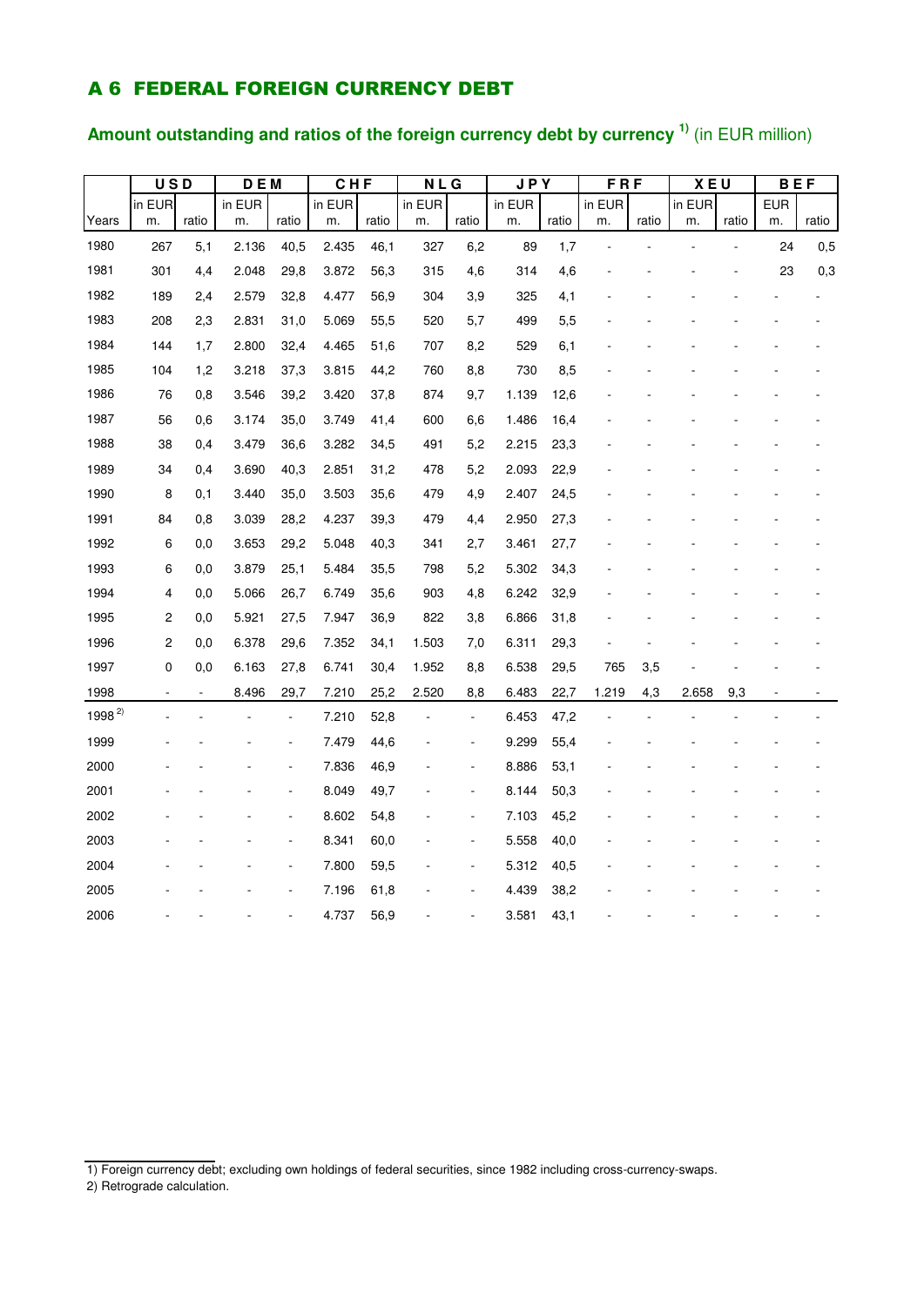## A 6 FEDERAL FOREIGN CURRENCY DEBT

### Amount outstanding and ratios of the foreign currency debt by currency [1] (in EUR million)

| | USD | | DEM | | CHF | | NLG | | JPY | | FRF | | XEU | | BEF | |
|---|---|---|---|---|---|---|---|---|---|---|---|---|---|---|---|---|
| Years | in EUR m. | ratio | in EUR m. | ratio | in EUR m. | ratio | in EUR m. | ratio | in EUR m. | ratio | in EUR m. | ratio | in EUR m. | ratio | EUR m. | ratio |
| 1980 | 267 | 5,1 | 2.136 | 40,5 | 2.435 | 46,1 | 327 | 6,2 | 89 | 1,7 | - | - | - | - | 24 | 0,5 |
| 1981 | 301 | 4,4 | 2.048 | 29,8 | 3.872 | 56,3 | 315 | 4,6 | 314 | 4,6 | - | - | - | - | 23 | 0,3 |
| 1982 | 189 | 2,4 | 2.579 | 32,8 | 4.477 | 56,9 | 304 | 3,9 | 325 | 4,1 | - | - | - | - | - | - |
| 1983 | 208 | 2,3 | 2.831 | 31,0 | 5.069 | 55,5 | 520 | 5,7 | 499 | 5,5 | - | - | - | - | - | - |
| 1984 | 144 | 1,7 | 2.800 | 32,4 | 4.465 | 51,6 | 707 | 8,2 | 529 | 6,1 | - | - | - | - | - | - |
| 1985 | 104 | 1,2 | 3.218 | 37,3 | 3.815 | 44,2 | 760 | 8,8 | 730 | 8,5 | - | - | - | - | - | - |
| 1986 | 76 | 0,8 | 3.546 | 39,2 | 3.420 | 37,8 | 874 | 9,7 | 1.139 | 12,6 | - | - | - | - | - | - |
| 1987 | 56 | 0,6 | 3.174 | 35,0 | 3.749 | 41,4 | 600 | 6,6 | 1.486 | 16,4 | - | - | - | - | - | - |
| 1988 | 38 | 0,4 | 3.479 | 36,6 | 3.282 | 34,5 | 491 | 5,2 | 2.215 | 23,3 | - | - | - | - | - | - |
| 1989 | 34 | 0,4 | 3.690 | 40,3 | 2.851 | 31,2 | 478 | 5,2 | 2.093 | 22,9 | - | - | - | - | - | - |
| 1990 | 8 | 0,1 | 3.440 | 35,0 | 3.503 | 35,6 | 479 | 4,9 | 2.407 | 24,5 | - | - | - | - | - | - |
| 1991 | 84 | 0,8 | 3.039 | 28,2 | 4.237 | 39,3 | 479 | 4,4 | 2.950 | 27,3 | - | - | - | - | - | - |
| 1992 | 6 | 0,0 | 3.653 | 29,2 | 5.048 | 40,3 | 341 | 2,7 | 3.461 | 27,7 | - | - | - | - | - | - |
| 1993 | 6 | 0,0 | 3.879 | 25,1 | 5.484 | 35,5 | 798 | 5,2 | 5.302 | 34,3 | - | - | - | - | - | - |
| 1994 | 4 | 0,0 | 5.066 | 26,7 | 6.749 | 35,6 | 903 | 4,8 | 6.242 | 32,9 | - | - | - | - | - | - |
| 1995 | 2 | 0,0 | 5.921 | 27,5 | 7.947 | 36,9 | 822 | 3,8 | 6.866 | 31,8 | - | - | - | - | - | - |
| 1996 | 2 | 0,0 | 6.378 | 29,6 | 7.352 | 34,1 | 1.503 | 7,0 | 6.311 | 29,3 | - | - | - | - | - | - |
| 1997 | 0 | 0,0 | 6.163 | 27,8 | 6.741 | 30,4 | 1.952 | 8,8 | 6.538 | 29,5 | 765 | 3,5 | - | - | - | - |
| 1998 | - | - | 8.496 | 29,7 | 7.210 | 25,2 | 2.520 | 8,8 | 6.483 | 22,7 | 1.219 | 4,3 | 2.658 | 9,3 | - | - |
| 1998 [2] | - | - | - | - | 7.210 | 52,8 | - | - | 6.453 | 47,2 | - | - | - | - | - | - |
| 1999 | - | - | - | - | 7.479 | 44,6 | - | - | 9.299 | 55,4 | - | - | - | - | - | - |
| 2000 | - | - | - | - | 7.836 | 46,9 | - | - | 8.886 | 53,1 | - | - | - | - | - | - |
| 2001 | - | - | - | - | 8.049 | 49,7 | - | - | 8.144 | 50,3 | - | - | - | - | - | - |
| 2002 | - | - | - | - | 8.602 | 54,8 | - | - | 7.103 | 45,2 | - | - | - | - | - | - |
| 2003 | - | - | - | - | 8.341 | 60,0 | - | - | 5.558 | 40,0 | - | - | - | - | - | - |
| 2004 | - | - | - | - | 7.800 | 59,5 | - | - | 5.312 | 40,5 | - | - | - | - | - | - |
| 2005 | - | - | - | - | 7.196 | 61,8 | - | - | 4.439 | 38,2 | - | - | - | - | - | - |
| 2006 | - | - | - | - | 4.737 | 56,9 | - | - | 3.581 | 43,1 | - | - | - | - | - | - |

1) Foreign currency debt; excluding own holdings of federal securities, since 1982 including cross-currency-swaps.

2) Retrograde calculation.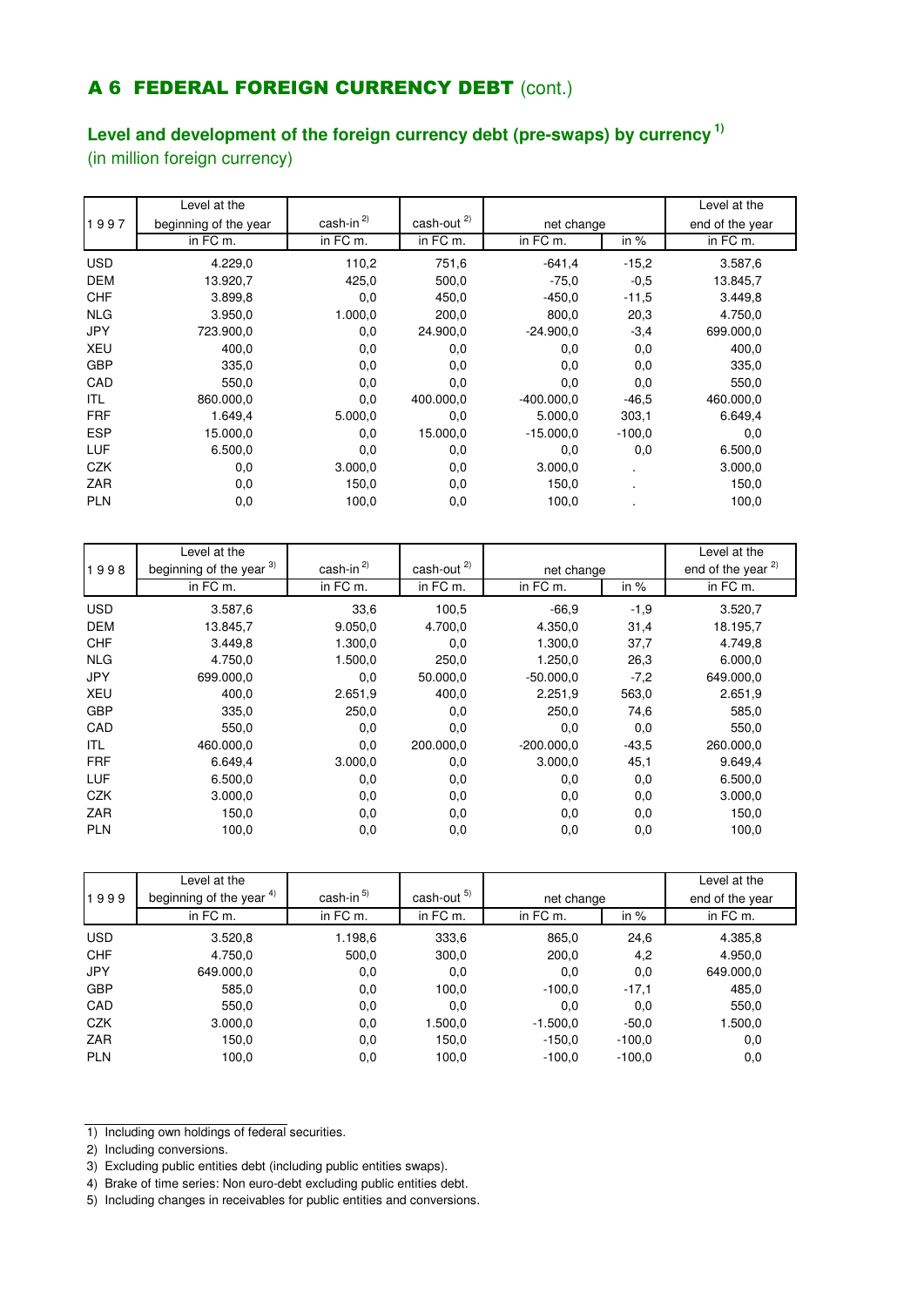## A 6 FEDERAL FOREIGN CURRENCY DEBT (cont.)

### Level and development of the foreign currency debt (pre-swaps) by currency [1]

(in million foreign currency)

| 1997 | Level at the beginning of the year | cash-in [2] | cash-out [2] | net change | | Level at the end of the year |
|---|---|---|---|---|---|---|
| | in FC m. | in FC m. | in FC m. | in FC m. | in % | in FC m. |
| USD | 4.229,0 | 110,2 | 751,6 | -641,4 | -15,2 | 3.587,6 |
| DEM | 13.920,7 | 425,0 | 500,0 | -75,0 | -0,5 | 13.845,7 |
| CHF | 3.899,8 | 0,0 | 450,0 | -450,0 | -11,5 | 3.449,8 |
| NLG | 3.950,0 | 1.000,0 | 200,0 | 800,0 | 20,3 | 4.750,0 |
| JPY | 723.900,0 | 0,0 | 24.900,0 | -24.900,0 | -3,4 | 699.000,0 |
| XEU | 400,0 | 0,0 | 0,0 | 0,0 | 0,0 | 400,0 |
| GBP | 335,0 | 0,0 | 0,0 | 0,0 | 0,0 | 335,0 |
| CAD | 550,0 | 0,0 | 0,0 | 0,0 | 0,0 | 550,0 |
| ITL | 860.000,0 | 0,0 | 400.000,0 | -400.000,0 | -46,5 | 460.000,0 |
| FRF | 1.649,4 | 5.000,0 | 0,0 | 5.000,0 | 303,1 | 6.649,4 |
| ESP | 15.000,0 | 0,0 | 15.000,0 | -15.000,0 | -100,0 | 0,0 |
| LUF | 6.500,0 | 0,0 | 0,0 | 0,0 | 0,0 | 6.500,0 |
| CZK | 0,0 | 3.000,0 | 0,0 | 3.000,0 | . | 3.000,0 |
| ZAR | 0,0 | 150,0 | 0,0 | 150,0 | . | 150,0 |
| PLN | 0,0 | 100,0 | 0,0 | 100,0 | . | 100,0 |

| 1998 | Level at the beginning of the year [3] | cash-in [2] | cash-out [2] | net change | | Level at the end of the year [2] |
|---|---|---|---|---|---|---|
| | in FC m. | in FC m. | in FC m. | in FC m. | in % | in FC m. |
| USD | 3.587,6 | 33,6 | 100,5 | -66,9 | -1,9 | 3.520,7 |
| DEM | 13.845,7 | 9.050,0 | 4.700,0 | 4.350,0 | 31,4 | 18.195,7 |
| CHF | 3.449,8 | 1.300,0 | 0,0 | 1.300,0 | 37,7 | 4.749,8 |
| NLG | 4.750,0 | 1.500,0 | 250,0 | 1.250,0 | 26,3 | 6.000,0 |
| JPY | 699.000,0 | 0,0 | 50.000,0 | -50.000,0 | -7,2 | 649.000,0 |
| XEU | 400,0 | 2.651,9 | 400,0 | 2.251,9 | 563,0 | 2.651,9 |
| GBP | 335,0 | 250,0 | 0,0 | 250,0 | 74,6 | 585,0 |
| CAD | 550,0 | 0,0 | 0,0 | 0,0 | 0,0 | 550,0 |
| ITL | 460.000,0 | 0,0 | 200.000,0 | -200.000,0 | -43,5 | 260.000,0 |
| FRF | 6.649,4 | 3.000,0 | 0,0 | 3.000,0 | 45,1 | 9.649,4 |
| LUF | 6.500,0 | 0,0 | 0,0 | 0,0 | 0,0 | 6.500,0 |
| CZK | 3.000,0 | 0,0 | 0,0 | 0,0 | 0,0 | 3.000,0 |
| ZAR | 150,0 | 0,0 | 0,0 | 0,0 | 0,0 | 150,0 |
| PLN | 100,0 | 0,0 | 0,0 | 0,0 | 0,0 | 100,0 |

| 1999 | Level at the beginning of the year [4] | cash-in [5] | cash-out [5] | net change | | Level at the end of the year |
|---|---|---|---|---|---|---|
| | in FC m. | in FC m. | in FC m. | in FC m. | in % | in FC m. |
| USD | 3.520,8 | 1.198,6 | 333,6 | 865,0 | 24,6 | 4.385,8 |
| CHF | 4.750,0 | 500,0 | 300,0 | 200,0 | 4,2 | 4.950,0 |
| JPY | 649.000,0 | 0,0 | 0,0 | 0,0 | 0,0 | 649.000,0 |
| GBP | 585,0 | 0,0 | 100,0 | -100,0 | -17,1 | 485,0 |
| CAD | 550,0 | 0,0 | 0,0 | 0,0 | 0,0 | 550,0 |
| CZK | 3.000,0 | 0,0 | 1.500,0 | -1.500,0 | -50,0 | 1.500,0 |
| ZAR | 150,0 | 0,0 | 150,0 | -150,0 | -100,0 | 0,0 |
| PLN | 100,0 | 0,0 | 100,0 | -100,0 | -100,0 | 0,0 |

1) Including own holdings of federal securities.

2) Including conversions.

3) Excluding public entities debt (including public entities swaps).

4) Brake of time series: Non euro-debt excluding public entities debt.

5) Including changes in receivables for public entities and conversions.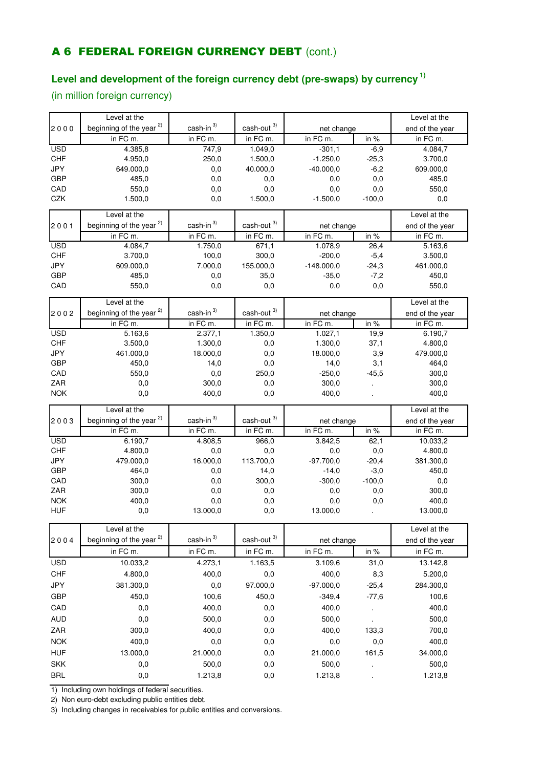# A 6 FEDERAL FOREIGN CURRENCY DEBT (cont.)

## Level and development of the foreign currency debt (pre-swaps) by currency [1]

(in million foreign currency)

| 2000 | Level at the beginning of the year [2] | cash-in [3] | cash-out [3] | net change | | Level at the end of the year |
|---|---|---|---|---|---|---|
| | in FC m. | in FC m. | in FC m. | in FC m. | in % | in FC m. |
| USD | 4.385,8 | 747,9 | 1.049,0 | -301,1 | -6,9 | 4.084,7 |
| CHF | 4.950,0 | 250,0 | 1.500,0 | -1.250,0 | -25,3 | 3.700,0 |
| JPY | 649.000,0 | 0,0 | 40.000,0 | -40.000,0 | -6,2 | 609.000,0 |
| GBP | 485,0 | 0,0 | 0,0 | 0,0 | 0,0 | 485,0 |
| CAD | 550,0 | 0,0 | 0,0 | 0,0 | 0,0 | 550,0 |
| CZK | 1.500,0 | 0,0 | 1.500,0 | -1.500,0 | -100,0 | 0,0 |

| 2001 | Level at the beginning of the year [2] | cash-in [3] | cash-out [3] | net change | | Level at the end of the year |
|---|---|---|---|---|---|---|
| | in FC m. | in FC m. | in FC m. | in FC m. | in % | in FC m. |
| USD | 4.084,7 | 1.750,0 | 671,1 | 1.078,9 | 26,4 | 5.163,6 |
| CHF | 3.700,0 | 100,0 | 300,0 | -200,0 | -5,4 | 3.500,0 |
| JPY | 609.000,0 | 7.000,0 | 155.000,0 | -148.000,0 | -24,3 | 461.000,0 |
| GBP | 485,0 | 0,0 | 35,0 | -35,0 | -7,2 | 450,0 |
| CAD | 550,0 | 0,0 | 0,0 | 0,0 | 0,0 | 550,0 |

| 2002 | Level at the beginning of the year [2] | cash-in [3] | cash-out [3] | net change | | Level at the end of the year |
|---|---|---|---|---|---|---|
| | in FC m. | in FC m. | in FC m. | in FC m. | in % | in FC m. |
| USD | 5.163,6 | 2.377,1 | 1.350,0 | 1.027,1 | 19,9 | 6.190,7 |
| CHF | 3.500,0 | 1.300,0 | 0,0 | 1.300,0 | 37,1 | 4.800,0 |
| JPY | 461.000,0 | 18.000,0 | 0,0 | 18.000,0 | 3,9 | 479.000,0 |
| GBP | 450,0 | 14,0 | 0,0 | 14,0 | 3,1 | 464,0 |
| CAD | 550,0 | 0,0 | 250,0 | -250,0 | -45,5 | 300,0 |
| ZAR | 0,0 | 300,0 | 0,0 | 300,0 | . | 300,0 |
| NOK | 0,0 | 400,0 | 0,0 | 400,0 | . | 400,0 |

| 2003 | Level at the beginning of the year [2] | cash-in [3] | cash-out [3] | net change | | Level at the end of the year |
|---|---|---|---|---|---|---|
| | in FC m. | in FC m. | in FC m. | in FC m. | in % | in FC m. |
| USD | 6.190,7 | 4.808,5 | 966,0 | 3.842,5 | 62,1 | 10.033,2 |
| CHF | 4.800,0 | 0,0 | 0,0 | 0,0 | 0,0 | 4.800,0 |
| JPY | 479.000,0 | 16.000,0 | 113.700,0 | -97.700,0 | -20,4 | 381.300,0 |
| GBP | 464,0 | 0,0 | 14,0 | -14,0 | -3,0 | 450,0 |
| CAD | 300,0 | 0,0 | 300,0 | -300,0 | -100,0 | 0,0 |
| ZAR | 300,0 | 0,0 | 0,0 | 0,0 | 0,0 | 300,0 |
| NOK | 400,0 | 0,0 | 0,0 | 0,0 | 0,0 | 400,0 |
| HUF | 0,0 | 13.000,0 | 0,0 | 13.000,0 | . | 13.000,0 |

| 2004 | Level at the beginning of the year [2] | cash-in [3] | cash-out [3] | net change | | Level at the end of the year |
|---|---|---|---|---|---|---|
| | in FC m. | in FC m. | in FC m. | in FC m. | in % | in FC m. |
| USD | 10.033,2 | 4.273,1 | 1.163,5 | 3.109,6 | 31,0 | 13.142,8 |
| CHF | 4.800,0 | 400,0 | 0,0 | 400,0 | 8,3 | 5.200,0 |
| JPY | 381.300,0 | 0,0 | 97.000,0 | -97.000,0 | -25,4 | 284.300,0 |
| GBP | 450,0 | 100,6 | 450,0 | -349,4 | -77,6 | 100,6 |
| CAD | 0,0 | 400,0 | 0,0 | 400,0 | . | 400,0 |
| AUD | 0,0 | 500,0 | 0,0 | 500,0 | . | 500,0 |
| ZAR | 300,0 | 400,0 | 0,0 | 400,0 | 133,3 | 700,0 |
| NOK | 400,0 | 0,0 | 0,0 | 0,0 | 0,0 | 400,0 |
| HUF | 13.000,0 | 21.000,0 | 0,0 | 21.000,0 | 161,5 | 34.000,0 |
| SKK | 0,0 | 500,0 | 0,0 | 500,0 | . | 500,0 |
| BRL | 0,0 | 1.213,8 | 0,0 | 1.213,8 | . | 1.213,8 |

1) Including own holdings of federal securities.
2) Non euro-debt excluding public entities debt.
3) Including changes in receivables for public entities and conversions.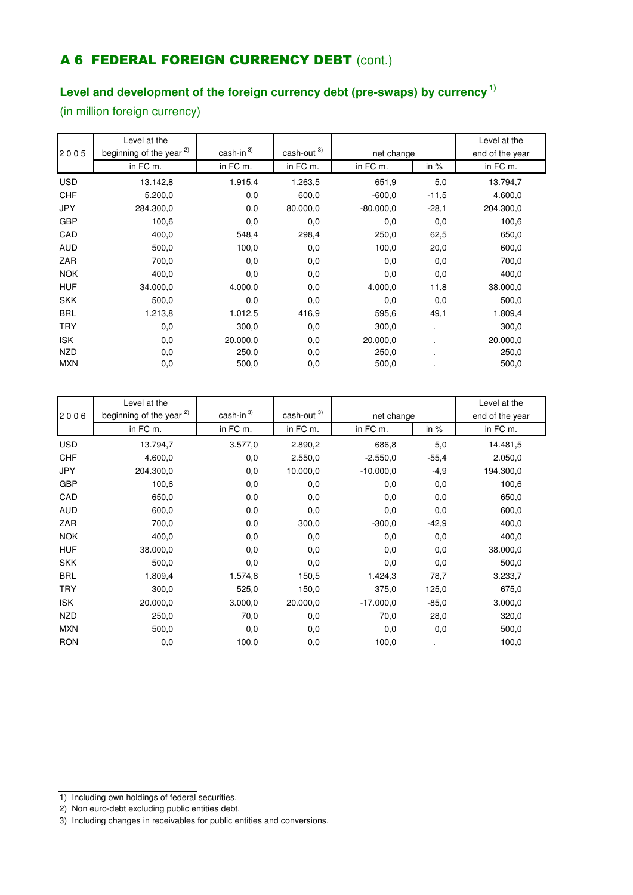## A 6 FEDERAL FOREIGN CURRENCY DEBT (cont.)

### Level and development of the foreign currency debt (pre-swaps) by currency [1)]

(in million foreign currency)

| 2005 | Level at the beginning of the year [2)] | cash-in [3)] | cash-out [3)] | net change | | Level at the end of the year |
|---|---|---|---|---|---|---|
| | in FC m. | in FC m. | in FC m. | in FC m. | in % | in FC m. |
| USD | 13.142,8 | 1.915,4 | 1.263,5 | 651,9 | 5,0 | 13.794,7 |
| CHF | 5.200,0 | 0,0 | 600,0 | -600,0 | -11,5 | 4.600,0 |
| JPY | 284.300,0 | 0,0 | 80.000,0 | -80.000,0 | -28,1 | 204.300,0 |
| GBP | 100,6 | 0,0 | 0,0 | 0,0 | 0,0 | 100,6 |
| CAD | 400,0 | 548,4 | 298,4 | 250,0 | 62,5 | 650,0 |
| AUD | 500,0 | 100,0 | 0,0 | 100,0 | 20,0 | 600,0 |
| ZAR | 700,0 | 0,0 | 0,0 | 0,0 | 0,0 | 700,0 |
| NOK | 400,0 | 0,0 | 0,0 | 0,0 | 0,0 | 400,0 |
| HUF | 34.000,0 | 4.000,0 | 0,0 | 4.000,0 | 11,8 | 38.000,0 |
| SKK | 500,0 | 0,0 | 0,0 | 0,0 | 0,0 | 500,0 |
| BRL | 1.213,8 | 1.012,5 | 416,9 | 595,6 | 49,1 | 1.809,4 |
| TRY | 0,0 | 300,0 | 0,0 | 300,0 | . | 300,0 |
| ISK | 0,0 | 20.000,0 | 0,0 | 20.000,0 | . | 20.000,0 |
| NZD | 0,0 | 250,0 | 0,0 | 250,0 | . | 250,0 |
| MXN | 0,0 | 500,0 | 0,0 | 500,0 | . | 500,0 |

| 2006 | Level at the beginning of the year [2)] | cash-in [3)] | cash-out [3)] | net change | | Level at the end of the year |
|---|---|---|---|---|---|---|
| | in FC m. | in FC m. | in FC m. | in FC m. | in % | in FC m. |
| USD | 13.794,7 | 3.577,0 | 2.890,2 | 686,8 | 5,0 | 14.481,5 |
| CHF | 4.600,0 | 0,0 | 2.550,0 | -2.550,0 | -55,4 | 2.050,0 |
| JPY | 204.300,0 | 0,0 | 10.000,0 | -10.000,0 | -4,9 | 194.300,0 |
| GBP | 100,6 | 0,0 | 0,0 | 0,0 | 0,0 | 100,6 |
| CAD | 650,0 | 0,0 | 0,0 | 0,0 | 0,0 | 650,0 |
| AUD | 600,0 | 0,0 | 0,0 | 0,0 | 0,0 | 600,0 |
| ZAR | 700,0 | 0,0 | 300,0 | -300,0 | -42,9 | 400,0 |
| NOK | 400,0 | 0,0 | 0,0 | 0,0 | 0,0 | 400,0 |
| HUF | 38.000,0 | 0,0 | 0,0 | 0,0 | 0,0 | 38.000,0 |
| SKK | 500,0 | 0,0 | 0,0 | 0,0 | 0,0 | 500,0 |
| BRL | 1.809,4 | 1.574,8 | 150,5 | 1.424,3 | 78,7 | 3.233,7 |
| TRY | 300,0 | 525,0 | 150,0 | 375,0 | 125,0 | 675,0 |
| ISK | 20.000,0 | 3.000,0 | 20.000,0 | -17.000,0 | -85,0 | 3.000,0 |
| NZD | 250,0 | 70,0 | 0,0 | 70,0 | 28,0 | 320,0 |
| MXN | 500,0 | 0,0 | 0,0 | 0,0 | 0,0 | 500,0 |
| RON | 0,0 | 100,0 | 0,0 | 100,0 | . | 100,0 |

1) Including own holdings of federal securities.

2) Non euro-debt excluding public entities debt.

3) Including changes in receivables for public entities and conversions.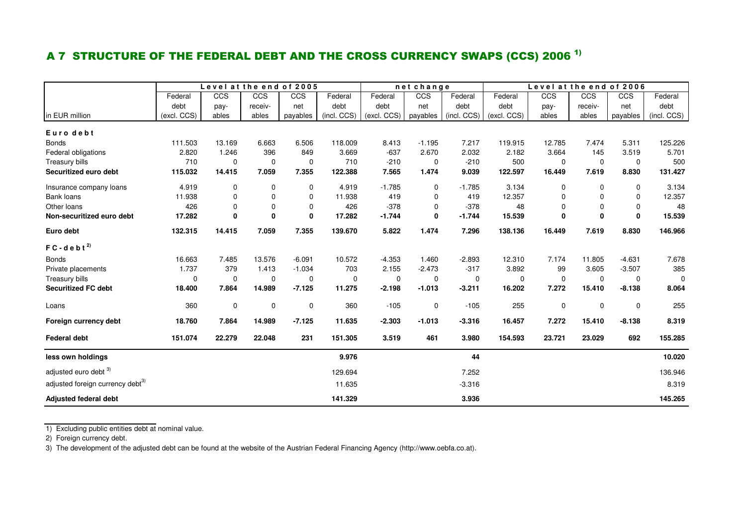## A 7 STRUCTURE OF THE FEDERAL DEBT AND THE CROSS CURRENCY SWAPS (CCS) 2006 [1)]

| | Level at the end of 2005 | | | | | net change | | | Level at the end of 2006 | | | | |
|---|---|---|---|---|---|---|---|---|---|---|---|---|---|
| in EUR million | Federal debt (excl. CCS) | CCS payables | CCS receivables | CCS net payables | Federal debt (incl. CCS) | Federal debt (excl. CCS) | CCS net payables | Federal debt (incl. CCS) | Federal debt (excl. CCS) | CCS payables | CCS receivables | CCS net payables | Federal debt (incl. CCS) |
| **Euro debt** | | | | | | | | | | | | | |
| Bonds | 111.503 | 13.169 | 6.663 | 6.506 | 118.009 | 8.413 | -1.195 | 7.217 | 119.915 | 12.785 | 7.474 | 5.311 | 125.226 |
| Federal obligations | 2.820 | 1.246 | 396 | 849 | 3.669 | -637 | 2.670 | 2.032 | 2.182 | 3.664 | 145 | 3.519 | 5.701 |
| Treasury bills | 710 | 0 | 0 | 0 | 710 | -210 | 0 | -210 | 500 | 0 | 0 | 0 | 500 |
| **Securitized euro debt** | **115.032** | **14.415** | **7.059** | **7.355** | **122.388** | **7.565** | **1.474** | **9.039** | **122.597** | **16.449** | **7.619** | **8.830** | **131.427** |
| Insurance company loans | 4.919 | 0 | 0 | 0 | 4.919 | -1.785 | 0 | -1.785 | 3.134 | 0 | 0 | 0 | 3.134 |
| Bank loans | 11.938 | 0 | 0 | 0 | 11.938 | 419 | 0 | 419 | 12.357 | 0 | 0 | 0 | 12.357 |
| Other loans | 426 | 0 | 0 | 0 | 426 | -378 | 0 | -378 | 48 | 0 | 0 | 0 | 48 |
| **Non-securitized euro debt** | **17.282** | **0** | **0** | **0** | **17.282** | **-1.744** | **0** | **-1.744** | **15.539** | **0** | **0** | **0** | **15.539** |
| **Euro debt** | **132.315** | **14.415** | **7.059** | **7.355** | **139.670** | **5.822** | **1.474** | **7.296** | **138.136** | **16.449** | **7.619** | **8.830** | **146.966** |
| **FC-debt [2)]** | | | | | | | | | | | | | |
| Bonds | 16.663 | 7.485 | 13.576 | -6.091 | 10.572 | -4.353 | 1.460 | -2.893 | 12.310 | 7.174 | 11.805 | -4.631 | 7.678 |
| Private placements | 1.737 | 379 | 1.413 | -1.034 | 703 | 2.155 | -2.473 | -317 | 3.892 | 99 | 3.605 | -3.507 | 385 |
| Treasury bills | 0 | 0 | 0 | 0 | 0 | 0 | 0 | 0 | 0 | 0 | 0 | 0 | 0 |
| **Securitized FC debt** | **18.400** | **7.864** | **14.989** | **-7.125** | **11.275** | **-2.198** | **-1.013** | **-3.211** | **16.202** | **7.272** | **15.410** | **-8.138** | **8.064** |
| Loans | 360 | 0 | 0 | 0 | 360 | -105 | 0 | -105 | 255 | 0 | 0 | 0 | 255 |
| **Foreign currency debt** | **18.760** | **7.864** | **14.989** | **-7.125** | **11.635** | **-2.303** | **-1.013** | **-3.316** | **16.457** | **7.272** | **15.410** | **-8.138** | **8.319** |
| **Federal debt** | **151.074** | **22.279** | **22.048** | **231** | **151.305** | **3.519** | **461** | **3.980** | **154.593** | **23.721** | **23.029** | **692** | **155.285** |
| **less own holdings** | | | | | **9.976** | | | **44** | | | | | **10.020** |
| adjusted euro debt [3)] | | | | | 129.694 | | | 7.252 | | | | | 136.946 |
| adjusted foreign currency debt [3)] | | | | | 11.635 | | | -3.316 | | | | | 8.319 |
| **Adjusted federal debt** | | | | | **141.329** | | | **3.936** | | | | | **145.265** |

1) Excluding public entities debt at nominal value.

2) Foreign currency debt.

3) The development of the adjusted debt can be found at the website of the Austrian Federal Financing Agency (http://www.oebfa.co.at).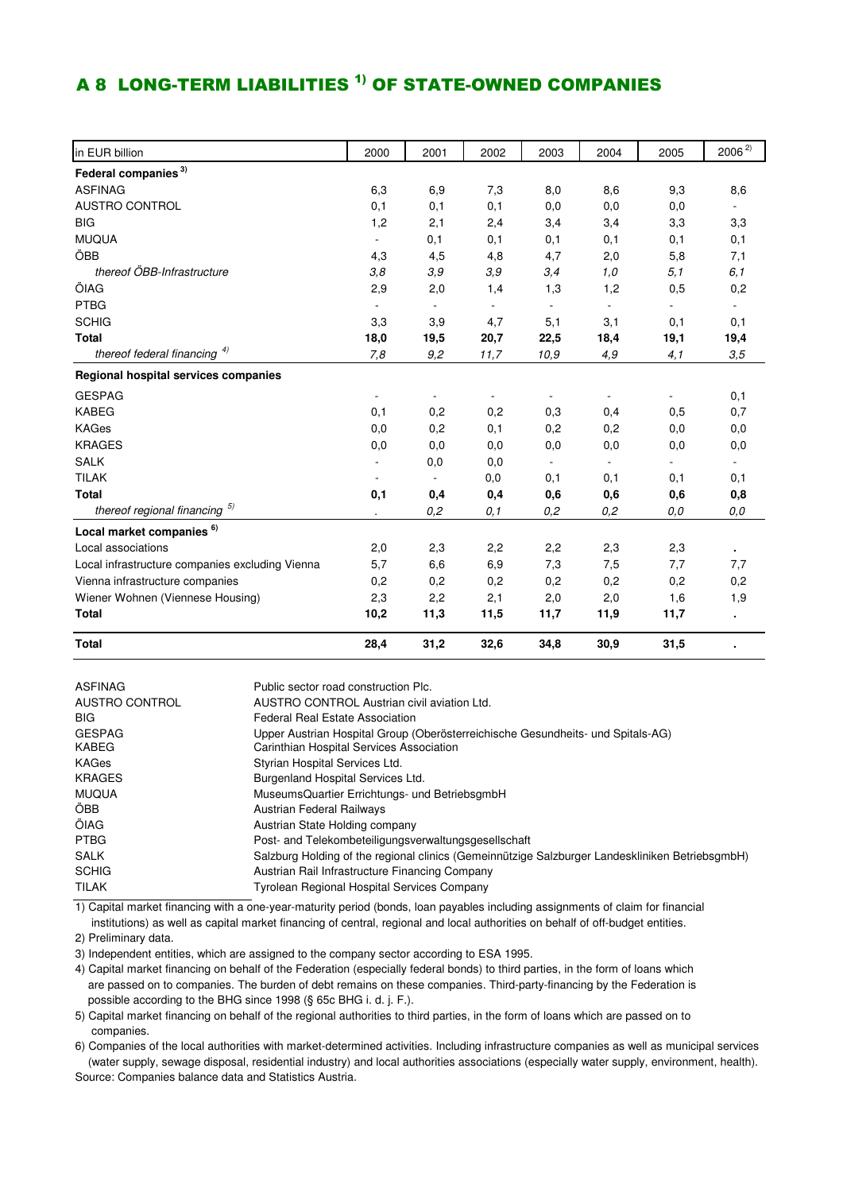## A 8 LONG-TERM LIABILITIES [1)] OF STATE-OWNED COMPANIES

| in EUR billion | 2000 | 2001 | 2002 | 2003 | 2004 | 2005 | 2006 [2)] |
|---|---|---|---|---|---|---|---|
| **Federal companies [3)]** | | | | | | | |
| ASFINAG | 6,3 | 6,9 | 7,3 | 8,0 | 8,6 | 9,3 | 8,6 |
| AUSTRO CONTROL | 0,1 | 0,1 | 0,1 | 0,0 | 0,0 | 0,0 | - |
| BIG | 1,2 | 2,1 | 2,4 | 3,4 | 3,4 | 3,3 | 3,3 |
| MUQUA | - | 0,1 | 0,1 | 0,1 | 0,1 | 0,1 | 0,1 |
| ÖBB | 4,3 | 4,5 | 4,8 | 4,7 | 2,0 | 5,8 | 7,1 |
| *thereof ÖBB-Infrastructure* | *3,8* | *3,9* | *3,9* | *3,4* | *1,0* | *5,1* | *6,1* |
| ÖIAG | 2,9 | 2,0 | 1,4 | 1,3 | 1,2 | 0,5 | 0,2 |
| PTBG | - | - | - | - | - | - | - |
| SCHIG | 3,3 | 3,9 | 4,7 | 5,1 | 3,1 | 0,1 | 0,1 |
| **Total** | **18,0** | **19,5** | **20,7** | **22,5** | **18,4** | **19,1** | **19,4** |
| *thereof federal financing [4)]* | *7,8* | *9,2* | *11,7* | *10,9* | *4,9* | *4,1* | *3,5* |
| **Regional hospital services companies** | | | | | | | |
| GESPAG | - | - | - | - | - | - | 0,1 |
| KABEG | 0,1 | 0,2 | 0,2 | 0,3 | 0,4 | 0,5 | 0,7 |
| KAGes | 0,0 | 0,2 | 0,1 | 0,2 | 0,2 | 0,0 | 0,0 |
| KRAGES | 0,0 | 0,0 | 0,0 | 0,0 | 0,0 | 0,0 | 0,0 |
| SALK | - | 0,0 | 0,0 | - | - | - | - |
| TILAK | - | - | 0,0 | 0,1 | 0,1 | 0,1 | 0,1 |
| **Total** | **0,1** | **0,4** | **0,4** | **0,6** | **0,6** | **0,6** | **0,8** |
| *thereof regional financing [5)]* | *.* | *0,2* | *0,1* | *0,2* | *0,2* | *0,0* | *0,0* |
| **Local market companies [6)]** | | | | | | | |
| Local associations | 2,0 | 2,3 | 2,2 | 2,2 | 2,3 | 2,3 | . |
| Local infrastructure companies excluding Vienna | 5,7 | 6,6 | 6,9 | 7,3 | 7,5 | 7,7 | 7,7 |
| Vienna infrastructure companies | 0,2 | 0,2 | 0,2 | 0,2 | 0,2 | 0,2 | 0,2 |
| Wiener Wohnen (Viennese Housing) | 2,3 | 2,2 | 2,1 | 2,0 | 2,0 | 1,6 | 1,9 |
| **Total** | **10,2** | **11,3** | **11,5** | **11,7** | **11,9** | **11,7** | **.** |
| **Total** | **28,4** | **31,2** | **32,6** | **34,8** | **30,9** | **31,5** | **.** |

| | |
|---|---|
| ASFINAG | Public sector road construction Plc. |
| AUSTRO CONTROL | AUSTRO CONTROL Austrian civil aviation Ltd. |
| BIG | Federal Real Estate Association |
| GESPAG | Upper Austrian Hospital Group (Oberösterreichische Gesundheits- und Spitals-AG) |
| KABEG | Carinthian Hospital Services Association |
| KAGes | Styrian Hospital Services Ltd. |
| KRAGES | Burgenland Hospital Services Ltd. |
| MUQUA | MuseumsQuartier Errichtungs- und BetriebsgmbH |
| ÖBB | Austrian Federal Railways |
| ÖIAG | Austrian State Holding company |
| PTBG | Post- and Telekombeteiligungsverwaltungsgesellschaft |
| SALK | Salzburg Holding of the regional clinics (Gemeinnützige Salzburger Landeskliniken BetriebsgmbH) |
| SCHIG | Austrian Rail Infrastructure Financing Company |
| TILAK | Tyrolean Regional Hospital Services Company |

1) Capital market financing with a one-year-maturity period (bonds, loan payables including assignments of claim for financial institutions) as well as capital market financing of central, regional and local authorities on behalf of off-budget entities.

2) Preliminary data.

3) Independent entities, which are assigned to the company sector according to ESA 1995.

4) Capital market financing on behalf of the Federation (especially federal bonds) to third parties, in the form of loans which are passed on to companies. The burden of debt remains on these companies. Third-party-financing by the Federation is possible according to the BHG since 1998 (§ 65c BHG i. d. j. F.).

5) Capital market financing on behalf of the regional authorities to third parties, in the form of loans which are passed on to companies.

6) Companies of the local authorities with market-determined activities. Including infrastructure companies as well as municipal services (water supply, sewage disposal, residential industry) and local authorities associations (especially water supply, environment, health).

Source: Companies balance data and Statistics Austria.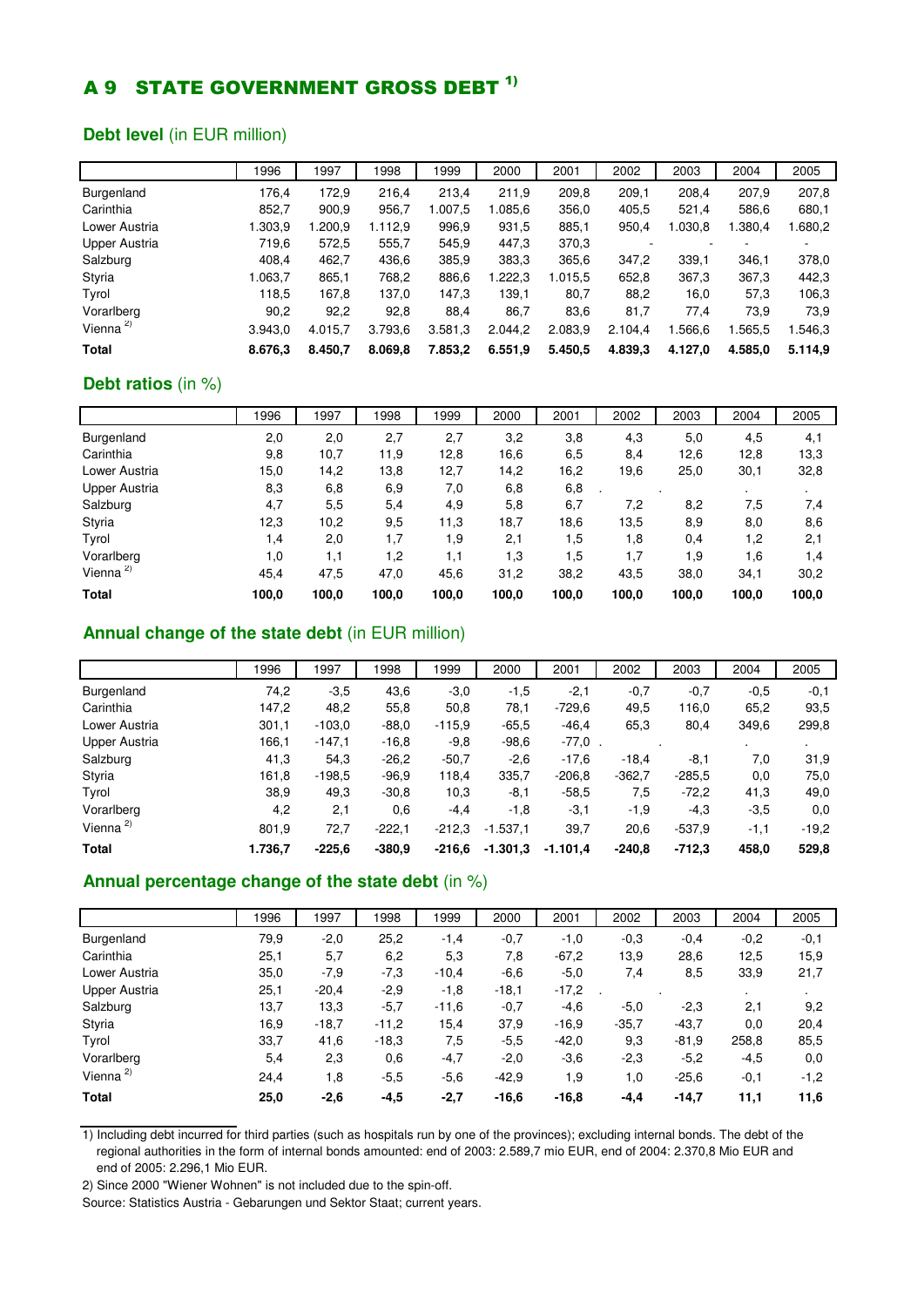# A 9 STATE GOVERNMENT GROSS DEBT [1)]

## Debt level (in EUR million)

| | 1996 | 1997 | 1998 | 1999 | 2000 | 2001 | 2002 | 2003 | 2004 | 2005 |
|---|---|---|---|---|---|---|---|---|---|---|
| Burgenland | 176,4 | 172,9 | 216,4 | 213,4 | 211,9 | 209,8 | 209,1 | 208,4 | 207,9 | 207,8 |
| Carinthia | 852,7 | 900,9 | 956,7 | 1.007,5 | 1.085,6 | 356,0 | 405,5 | 521,4 | 586,6 | 680,1 |
| Lower Austria | 1.303,9 | 1.200,9 | 1.112,9 | 996,9 | 931,5 | 885,1 | 950,4 | 1.030,8 | 1.380,4 | 1.680,2 |
| Upper Austria | 719,6 | 572,5 | 555,7 | 545,9 | 447,3 | 370,3 | - | - | - | - |
| Salzburg | 408,4 | 462,7 | 436,6 | 385,9 | 383,3 | 365,6 | 347,2 | 339,1 | 346,1 | 378,0 |
| Styria | 1.063,7 | 865,1 | 768,2 | 886,6 | 1.222,3 | 1.015,5 | 652,8 | 367,3 | 367,3 | 442,3 |
| Tyrol | 118,5 | 167,8 | 137,0 | 147,3 | 139,1 | 80,7 | 88,2 | 16,0 | 57,3 | 106,3 |
| Vorarlberg | 90,2 | 92,2 | 92,8 | 88,4 | 86,7 | 83,6 | 81,7 | 77,4 | 73,9 | 73,9 |
| Vienna [2)] | 3.943,0 | 4.015,7 | 3.793,6 | 3.581,3 | 2.044,2 | 2.083,9 | 2.104,4 | 1.566,6 | 1.565,5 | 1.546,3 |
| **Total** | **8.676,3** | **8.450,7** | **8.069,8** | **7.853,2** | **6.551,9** | **5.450,5** | **4.839,3** | **4.127,0** | **4.585,0** | **5.114,9** |

## Debt ratios (in %)

| | 1996 | 1997 | 1998 | 1999 | 2000 | 2001 | 2002 | 2003 | 2004 | 2005 |
|---|---|---|---|---|---|---|---|---|---|---|
| Burgenland | 2,0 | 2,0 | 2,7 | 2,7 | 3,2 | 3,8 | 4,3 | 5,0 | 4,5 | 4,1 |
| Carinthia | 9,8 | 10,7 | 11,9 | 12,8 | 16,6 | 6,5 | 8,4 | 12,6 | 12,8 | 13,3 |
| Lower Austria | 15,0 | 14,2 | 13,8 | 12,7 | 14,2 | 16,2 | 19,6 | 25,0 | 30,1 | 32,8 |
| Upper Austria | 8,3 | 6,8 | 6,9 | 7,0 | 6,8 | 6,8 | . | . | . | . |
| Salzburg | 4,7 | 5,5 | 5,4 | 4,9 | 5,8 | 6,7 | 7,2 | 8,2 | 7,5 | 7,4 |
| Styria | 12,3 | 10,2 | 9,5 | 11,3 | 18,7 | 18,6 | 13,5 | 8,9 | 8,0 | 8,6 |
| Tyrol | 1,4 | 2,0 | 1,7 | 1,9 | 2,1 | 1,5 | 1,8 | 0,4 | 1,2 | 2,1 |
| Vorarlberg | 1,0 | 1,1 | 1,2 | 1,1 | 1,3 | 1,5 | 1,7 | 1,9 | 1,6 | 1,4 |
| Vienna [2)] | 45,4 | 47,5 | 47,0 | 45,6 | 31,2 | 38,2 | 43,5 | 38,0 | 34,1 | 30,2 |
| **Total** | **100,0** | **100,0** | **100,0** | **100,0** | **100,0** | **100,0** | **100,0** | **100,0** | **100,0** | **100,0** |

## Annual change of the state debt (in EUR million)

| | 1996 | 1997 | 1998 | 1999 | 2000 | 2001 | 2002 | 2003 | 2004 | 2005 |
|---|---|---|---|---|---|---|---|---|---|---|
| Burgenland | 74,2 | -3,5 | 43,6 | -3,0 | -1,5 | -2,1 | -0,7 | -0,7 | -0,5 | -0,1 |
| Carinthia | 147,2 | 48,2 | 55,8 | 50,8 | 78,1 | -729,6 | 49,5 | 116,0 | 65,2 | 93,5 |
| Lower Austria | 301,1 | -103,0 | -88,0 | -115,9 | -65,5 | -46,4 | 65,3 | 80,4 | 349,6 | 299,8 |
| Upper Austria | 166,1 | -147,1 | -16,8 | -9,8 | -98,6 | -77,0 | . | . | . | . |
| Salzburg | 41,3 | 54,3 | -26,2 | -50,7 | -2,6 | -17,6 | -18,4 | -8,1 | 7,0 | 31,9 |
| Styria | 161,8 | -198,5 | -96,9 | 118,4 | 335,7 | -206,8 | -362,7 | -285,5 | 0,0 | 75,0 |
| Tyrol | 38,9 | 49,3 | -30,8 | 10,3 | -8,1 | -58,5 | 7,5 | -72,2 | 41,3 | 49,0 |
| Vorarlberg | 4,2 | 2,1 | 0,6 | -4,4 | -1,8 | -3,1 | -1,9 | -4,3 | -3,5 | 0,0 |
| Vienna [2)] | 801,9 | 72,7 | -222,1 | -212,3 | -1.537,1 | 39,7 | 20,6 | -537,9 | -1,1 | -19,2 |
| **Total** | **1.736,7** | **-225,6** | **-380,9** | **-216,6** | **-1.301,3** | **-1.101,4** | **-240,8** | **-712,3** | **458,0** | **529,8** |

## Annual percentage change of the state debt (in %)

| | 1996 | 1997 | 1998 | 1999 | 2000 | 2001 | 2002 | 2003 | 2004 | 2005 |
|---|---|---|---|---|---|---|---|---|---|---|
| Burgenland | 79,9 | -2,0 | 25,2 | -1,4 | -0,7 | -1,0 | -0,3 | -0,4 | -0,2 | -0,1 |
| Carinthia | 25,1 | 5,7 | 6,2 | 5,3 | 7,8 | -67,2 | 13,9 | 28,6 | 12,5 | 15,9 |
| Lower Austria | 35,0 | -7,9 | -7,3 | -10,4 | -6,6 | -5,0 | 7,4 | 8,5 | 33,9 | 21,7 |
| Upper Austria | 25,1 | -20,4 | -2,9 | -1,8 | -18,1 | -17,2 | . | . | . | . |
| Salzburg | 13,7 | 13,3 | -5,7 | -11,6 | -0,7 | -4,6 | -5,0 | -2,3 | 2,1 | 9,2 |
| Styria | 16,9 | -18,7 | -11,2 | 15,4 | 37,9 | -16,9 | -35,7 | -43,7 | 0,0 | 20,4 |
| Tyrol | 33,7 | 41,6 | -18,3 | 7,5 | -5,5 | -42,0 | 9,3 | -81,9 | 258,8 | 85,5 |
| Vorarlberg | 5,4 | 2,3 | 0,6 | -4,7 | -2,0 | -3,6 | -2,3 | -5,2 | -4,5 | 0,0 |
| Vienna [2)] | 24,4 | 1,8 | -5,5 | -5,6 | -42,9 | 1,9 | 1,0 | -25,6 | -0,1 | -1,2 |
| **Total** | **25,0** | **-2,6** | **-4,5** | **-2,7** | **-16,6** | **-16,8** | **-4,4** | **-14,7** | **11,1** | **11,6** |

1) Including debt incurred for third parties (such as hospitals run by one of the provinces); excluding internal bonds. The debt of the regional authorities in the form of internal bonds amounted: end of 2003: 2.589,7 mio EUR, end of 2004: 2.370,8 Mio EUR and end of 2005: 2.296,1 Mio EUR.

2) Since 2000 "Wiener Wohnen" is not included due to the spin-off.

Source: Statistics Austria - Gebarungen und Sektor Staat; current years.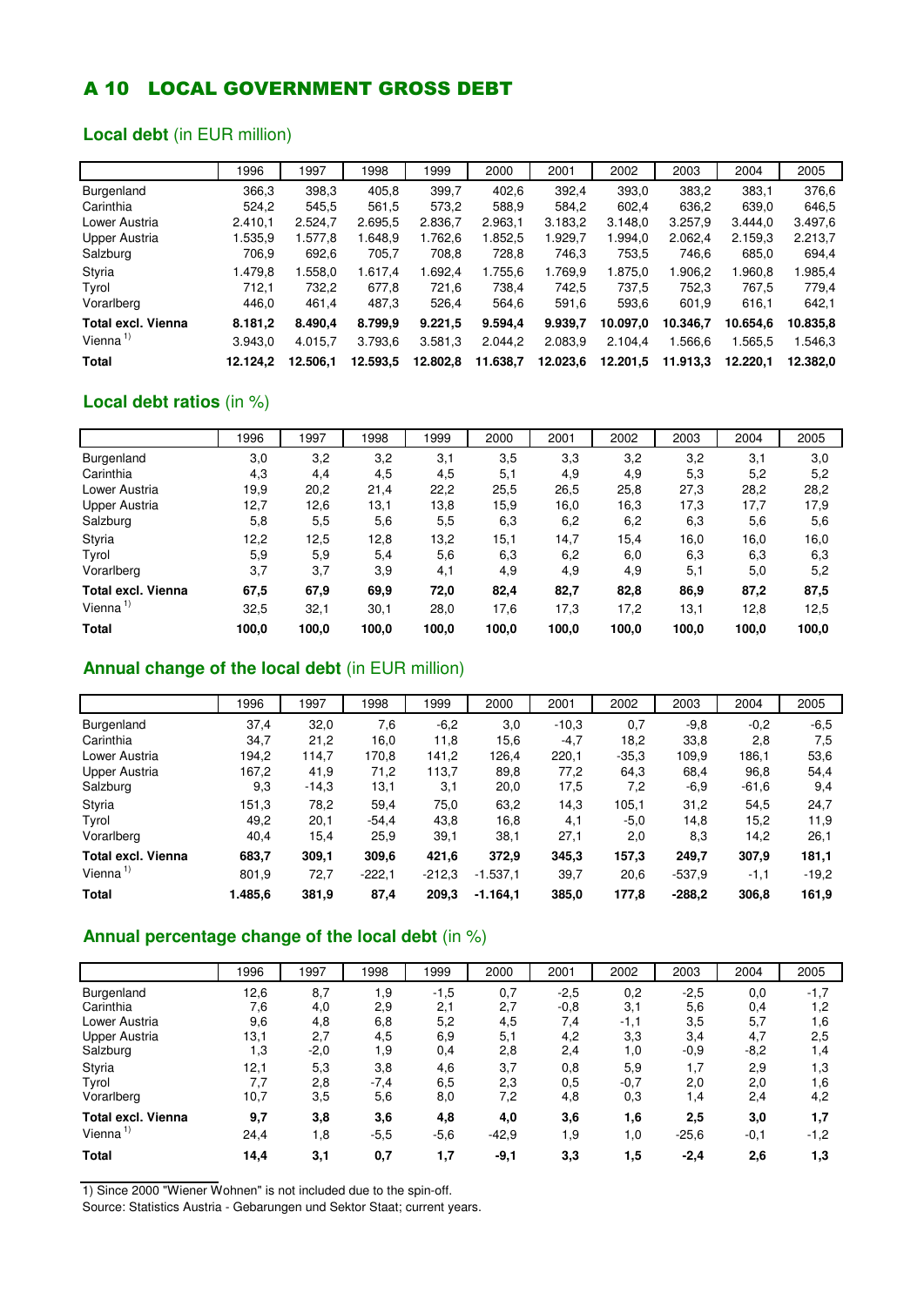# A 10 LOCAL GOVERNMENT GROSS DEBT

## **Local debt** (in EUR million)

| | 1996 | 1997 | 1998 | 1999 | 2000 | 2001 | 2002 | 2003 | 2004 | 2005 |
|---|---|---|---|---|---|---|---|---|---|---|
| Burgenland | 366,3 | 398,3 | 405,8 | 399,7 | 402,6 | 392,4 | 393,0 | 383,2 | 383,1 | 376,6 |
| Carinthia | 524,2 | 545,5 | 561,5 | 573,2 | 588,9 | 584,2 | 602,4 | 636,2 | 639,0 | 646,5 |
| Lower Austria | 2.410,1 | 2.524,7 | 2.695,5 | 2.836,7 | 2.963,1 | 3.183,2 | 3.148,0 | 3.257,9 | 3.444,0 | 3.497,6 |
| Upper Austria | 1.535,9 | 1.577,8 | 1.648,9 | 1.762,6 | 1.852,5 | 1.929,7 | 1.994,0 | 2.062,4 | 2.159,3 | 2.213,7 |
| Salzburg | 706,9 | 692,6 | 705,7 | 708,8 | 728,8 | 746,3 | 753,5 | 746,6 | 685,0 | 694,4 |
| Styria | 1.479,8 | 1.558,0 | 1.617,4 | 1.692,4 | 1.755,6 | 1.769,9 | 1.875,0 | 1.906,2 | 1.960,8 | 1.985,4 |
| Tyrol | 712,1 | 732,2 | 677,8 | 721,6 | 738,4 | 742,5 | 737,5 | 752,3 | 767,5 | 779,4 |
| Vorarlberg | 446,0 | 461,4 | 487,3 | 526,4 | 564,6 | 591,6 | 593,6 | 601,9 | 616,1 | 642,1 |
| **Total excl. Vienna** | **8.181,2** | **8.490,4** | **8.799,9** | **9.221,5** | **9.594,4** | **9.939,7** | **10.097,0** | **10.346,7** | **10.654,6** | **10.835,8** |
| Vienna [1] | 3.943,0 | 4.015,7 | 3.793,6 | 3.581,3 | 2.044,2 | 2.083,9 | 2.104,4 | 1.566,6 | 1.565,5 | 1.546,3 |
| **Total** | **12.124,2** | **12.506,1** | **12.593,5** | **12.802,8** | **11.638,7** | **12.023,6** | **12.201,5** | **11.913,3** | **12.220,1** | **12.382,0** |

## **Local debt ratios** (in %)

| | 1996 | 1997 | 1998 | 1999 | 2000 | 2001 | 2002 | 2003 | 2004 | 2005 |
|---|---|---|---|---|---|---|---|---|---|---|
| Burgenland | 3,0 | 3,2 | 3,2 | 3,1 | 3,5 | 3,3 | 3,2 | 3,2 | 3,1 | 3,0 |
| Carinthia | 4,3 | 4,4 | 4,5 | 4,5 | 5,1 | 4,9 | 4,9 | 5,3 | 5,2 | 5,2 |
| Lower Austria | 19,9 | 20,2 | 21,4 | 22,2 | 25,5 | 26,5 | 25,8 | 27,3 | 28,2 | 28,2 |
| Upper Austria | 12,7 | 12,6 | 13,1 | 13,8 | 15,9 | 16,0 | 16,3 | 17,3 | 17,7 | 17,9 |
| Salzburg | 5,8 | 5,5 | 5,6 | 5,5 | 6,3 | 6,2 | 6,2 | 6,3 | 5,6 | 5,6 |
| Styria | 12,2 | 12,5 | 12,8 | 13,2 | 15,1 | 14,7 | 15,4 | 16,0 | 16,0 | 16,0 |
| Tyrol | 5,9 | 5,9 | 5,4 | 5,6 | 6,3 | 6,2 | 6,0 | 6,3 | 6,3 | 6,3 |
| Vorarlberg | 3,7 | 3,7 | 3,9 | 4,1 | 4,9 | 4,9 | 4,9 | 5,1 | 5,0 | 5,2 |
| **Total excl. Vienna** | **67,5** | **67,9** | **69,9** | **72,0** | **82,4** | **82,7** | **82,8** | **86,9** | **87,2** | **87,5** |
| Vienna [1] | 32,5 | 32,1 | 30,1 | 28,0 | 17,6 | 17,3 | 17,2 | 13,1 | 12,8 | 12,5 |
| **Total** | **100,0** | **100,0** | **100,0** | **100,0** | **100,0** | **100,0** | **100,0** | **100,0** | **100,0** | **100,0** |

## **Annual change of the local debt** (in EUR million)

| | 1996 | 1997 | 1998 | 1999 | 2000 | 2001 | 2002 | 2003 | 2004 | 2005 |
|---|---|---|---|---|---|---|---|---|---|---|
| Burgenland | 37,4 | 32,0 | 7,6 | -6,2 | 3,0 | -10,3 | 0,7 | -9,8 | -0,2 | -6,5 |
| Carinthia | 34,7 | 21,2 | 16,0 | 11,8 | 15,6 | -4,7 | 18,2 | 33,8 | 2,8 | 7,5 |
| Lower Austria | 194,2 | 114,7 | 170,8 | 141,2 | 126,4 | 220,1 | -35,3 | 109,9 | 186,1 | 53,6 |
| Upper Austria | 167,2 | 41,9 | 71,2 | 113,7 | 89,8 | 77,2 | 64,3 | 68,4 | 96,8 | 54,4 |
| Salzburg | 9,3 | -14,3 | 13,1 | 3,1 | 20,0 | 17,5 | 7,2 | -6,9 | -61,6 | 9,4 |
| Styria | 151,3 | 78,2 | 59,4 | 75,0 | 63,2 | 14,3 | 105,1 | 31,2 | 54,5 | 24,7 |
| Tyrol | 49,2 | 20,1 | -54,4 | 43,8 | 16,8 | 4,1 | -5,0 | 14,8 | 15,2 | 11,9 |
| Vorarlberg | 40,4 | 15,4 | 25,9 | 39,1 | 38,1 | 27,1 | 2,0 | 8,3 | 14,2 | 26,1 |
| **Total excl. Vienna** | **683,7** | **309,1** | **309,6** | **421,6** | **372,9** | **345,3** | **157,3** | **249,7** | **307,9** | **181,1** |
| Vienna [1] | 801,9 | 72,7 | -222,1 | -212,3 | -1.537,1 | 39,7 | 20,6 | -537,9 | -1,1 | -19,2 |
| **Total** | **1.485,6** | **381,9** | **87,4** | **209,3** | **-1.164,1** | **385,0** | **177,8** | **-288,2** | **306,8** | **161,9** |

## **Annual percentage change of the local debt** (in %)

| | 1996 | 1997 | 1998 | 1999 | 2000 | 2001 | 2002 | 2003 | 2004 | 2005 |
|---|---|---|---|---|---|---|---|---|---|---|
| Burgenland | 12,6 | 8,7 | 1,9 | -1,5 | 0,7 | -2,5 | 0,2 | -2,5 | 0,0 | -1,7 |
| Carinthia | 7,6 | 4,0 | 2,9 | 2,1 | 2,7 | -0,8 | 3,1 | 5,6 | 0,4 | 1,2 |
| Lower Austria | 9,6 | 4,8 | 6,8 | 5,2 | 4,5 | 7,4 | -1,1 | 3,5 | 5,7 | 1,6 |
| Upper Austria | 13,1 | 2,7 | 4,5 | 6,9 | 5,1 | 4,2 | 3,3 | 3,4 | 4,7 | 2,5 |
| Salzburg | 1,3 | -2,0 | 1,9 | 0,4 | 2,8 | 2,4 | 1,0 | -0,9 | -8,2 | 1,4 |
| Styria | 12,1 | 5,3 | 3,8 | 4,6 | 3,7 | 0,8 | 5,9 | 1,7 | 2,9 | 1,3 |
| Tyrol | 7,7 | 2,8 | -7,4 | 6,5 | 2,3 | 0,5 | -0,7 | 2,0 | 2,0 | 1,6 |
| Vorarlberg | 10,7 | 3,5 | 5,6 | 8,0 | 7,2 | 4,8 | 0,3 | 1,4 | 2,4 | 4,2 |
| **Total excl. Vienna** | **9,7** | **3,8** | **3,6** | **4,8** | **4,0** | **3,6** | **1,6** | **2,5** | **3,0** | **1,7** |
| Vienna [1] | 24,4 | 1,8 | -5,5 | -5,6 | -42,9 | 1,9 | 1,0 | -25,6 | -0,1 | -1,2 |
| **Total** | **14,4** | **3,1** | **0,7** | **1,7** | **-9,1** | **3,3** | **1,5** | **-2,4** | **2,6** | **1,3** |

1) Since 2000 "Wiener Wohnen" is not included due to the spin-off.

Source: Statistics Austria - Gebarungen und Sektor Staat; current years.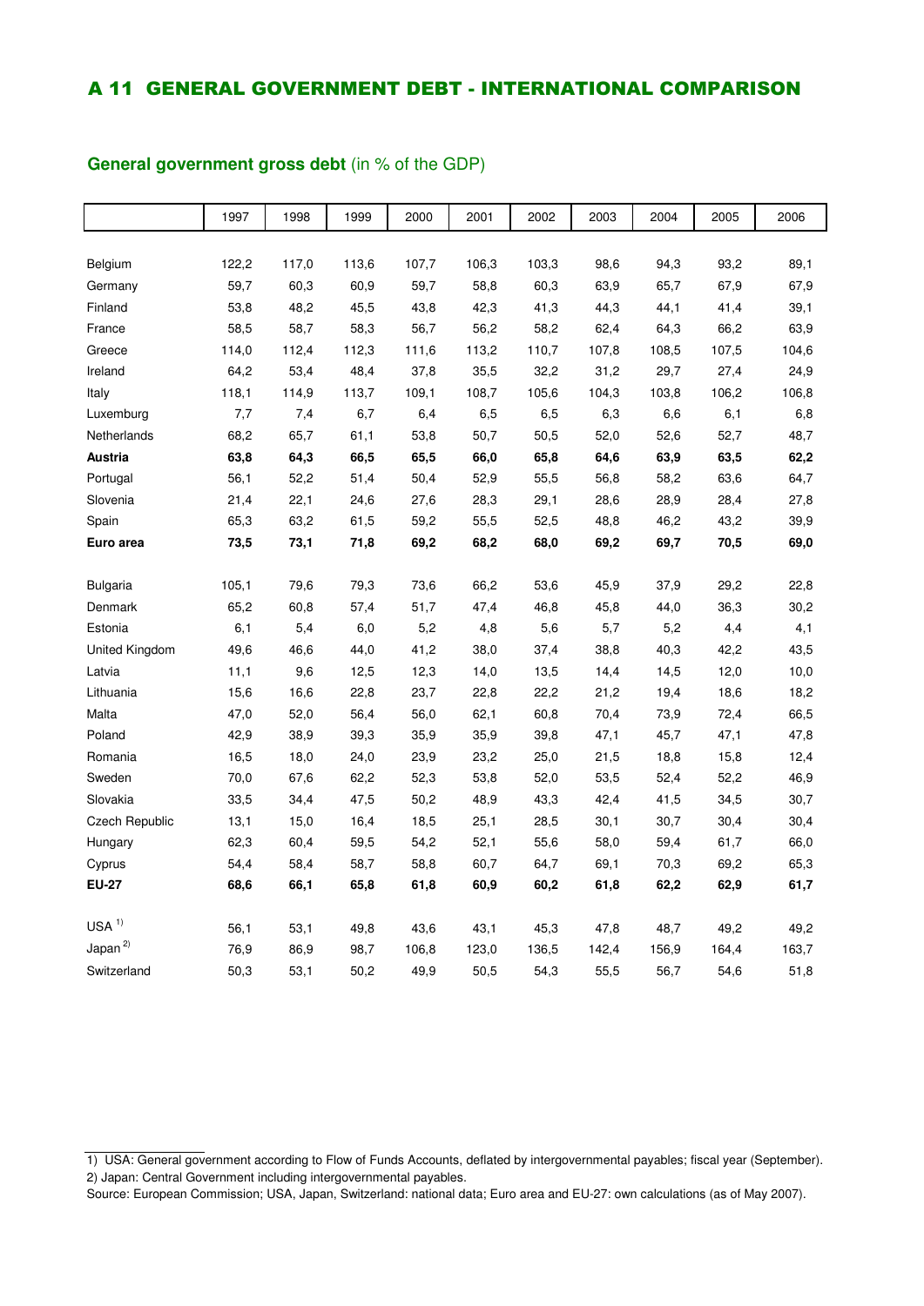# A 11 GENERAL GOVERNMENT DEBT - INTERNATIONAL COMPARISON

**General government gross debt** (in % of the GDP)

| | 1997 | 1998 | 1999 | 2000 | 2001 | 2002 | 2003 | 2004 | 2005 | 2006 |
|---|---|---|---|---|---|---|---|---|---|---|
| Belgium | 122,2 | 117,0 | 113,6 | 107,7 | 106,3 | 103,3 | 98,6 | 94,3 | 93,2 | 89,1 |
| Germany | 59,7 | 60,3 | 60,9 | 59,7 | 58,8 | 60,3 | 63,9 | 65,7 | 67,9 | 67,9 |
| Finland | 53,8 | 48,2 | 45,5 | 43,8 | 42,3 | 41,3 | 44,3 | 44,1 | 41,4 | 39,1 |
| France | 58,5 | 58,7 | 58,3 | 56,7 | 56,2 | 58,2 | 62,4 | 64,3 | 66,2 | 63,9 |
| Greece | 114,0 | 112,4 | 112,3 | 111,6 | 113,2 | 110,7 | 107,8 | 108,5 | 107,5 | 104,6 |
| Ireland | 64,2 | 53,4 | 48,4 | 37,8 | 35,5 | 32,2 | 31,2 | 29,7 | 27,4 | 24,9 |
| Italy | 118,1 | 114,9 | 113,7 | 109,1 | 108,7 | 105,6 | 104,3 | 103,8 | 106,2 | 106,8 |
| Luxemburg | 7,7 | 7,4 | 6,7 | 6,4 | 6,5 | 6,5 | 6,3 | 6,6 | 6,1 | 6,8 |
| Netherlands | 68,2 | 65,7 | 61,1 | 53,8 | 50,7 | 50,5 | 52,0 | 52,6 | 52,7 | 48,7 |
| **Austria** | **63,8** | **64,3** | **66,5** | **65,5** | **66,0** | **65,8** | **64,6** | **63,9** | **63,5** | **62,2** |
| Portugal | 56,1 | 52,2 | 51,4 | 50,4 | 52,9 | 55,5 | 56,8 | 58,2 | 63,6 | 64,7 |
| Slovenia | 21,4 | 22,1 | 24,6 | 27,6 | 28,3 | 29,1 | 28,6 | 28,9 | 28,4 | 27,8 |
| Spain | 65,3 | 63,2 | 61,5 | 59,2 | 55,5 | 52,5 | 48,8 | 46,2 | 43,2 | 39,9 |
| **Euro area** | **73,5** | **73,1** | **71,8** | **69,2** | **68,2** | **68,0** | **69,2** | **69,7** | **70,5** | **69,0** |
| Bulgaria | 105,1 | 79,6 | 79,3 | 73,6 | 66,2 | 53,6 | 45,9 | 37,9 | 29,2 | 22,8 |
| Denmark | 65,2 | 60,8 | 57,4 | 51,7 | 47,4 | 46,8 | 45,8 | 44,0 | 36,3 | 30,2 |
| Estonia | 6,1 | 5,4 | 6,0 | 5,2 | 4,8 | 5,6 | 5,7 | 5,2 | 4,4 | 4,1 |
| United Kingdom | 49,6 | 46,6 | 44,0 | 41,2 | 38,0 | 37,4 | 38,8 | 40,3 | 42,2 | 43,5 |
| Latvia | 11,1 | 9,6 | 12,5 | 12,3 | 14,0 | 13,5 | 14,4 | 14,5 | 12,0 | 10,0 |
| Lithuania | 15,6 | 16,6 | 22,8 | 23,7 | 22,8 | 22,2 | 21,2 | 19,4 | 18,6 | 18,2 |
| Malta | 47,0 | 52,0 | 56,4 | 56,0 | 62,1 | 60,8 | 70,4 | 73,9 | 72,4 | 66,5 |
| Poland | 42,9 | 38,9 | 39,3 | 35,9 | 35,9 | 39,8 | 47,1 | 45,7 | 47,1 | 47,8 |
| Romania | 16,5 | 18,0 | 24,0 | 23,9 | 23,2 | 25,0 | 21,5 | 18,8 | 15,8 | 12,4 |
| Sweden | 70,0 | 67,6 | 62,2 | 52,3 | 53,8 | 52,0 | 53,5 | 52,4 | 52,2 | 46,9 |
| Slovakia | 33,5 | 34,4 | 47,5 | 50,2 | 48,9 | 43,3 | 42,4 | 41,5 | 34,5 | 30,7 |
| Czech Republic | 13,1 | 15,0 | 16,4 | 18,5 | 25,1 | 28,5 | 30,1 | 30,7 | 30,4 | 30,4 |
| Hungary | 62,3 | 60,4 | 59,5 | 54,2 | 52,1 | 55,6 | 58,0 | 59,4 | 61,7 | 66,0 |
| Cyprus | 54,4 | 58,4 | 58,7 | 58,8 | 60,7 | 64,7 | 69,1 | 70,3 | 69,2 | 65,3 |
| **EU-27** | **68,6** | **66,1** | **65,8** | **61,8** | **60,9** | **60,2** | **61,8** | **62,2** | **62,9** | **61,7** |
| USA [1] | 56,1 | 53,1 | 49,8 | 43,6 | 43,1 | 45,3 | 47,8 | 48,7 | 49,2 | 49,2 |
| Japan [2] | 76,9 | 86,9 | 98,7 | 106,8 | 123,0 | 136,5 | 142,4 | 156,9 | 164,4 | 163,7 |
| Switzerland | 50,3 | 53,1 | 50,2 | 49,9 | 50,5 | 54,3 | 55,5 | 56,7 | 54,6 | 51,8 |

1) USA: General government according to Flow of Funds Accounts, deflated by intergovernmental payables; fiscal year (September).

2) Japan: Central Government including intergovernmental payables.

Source: European Commission; USA, Japan, Switzerland: national data; Euro area and EU-27: own calculations (as of May 2007).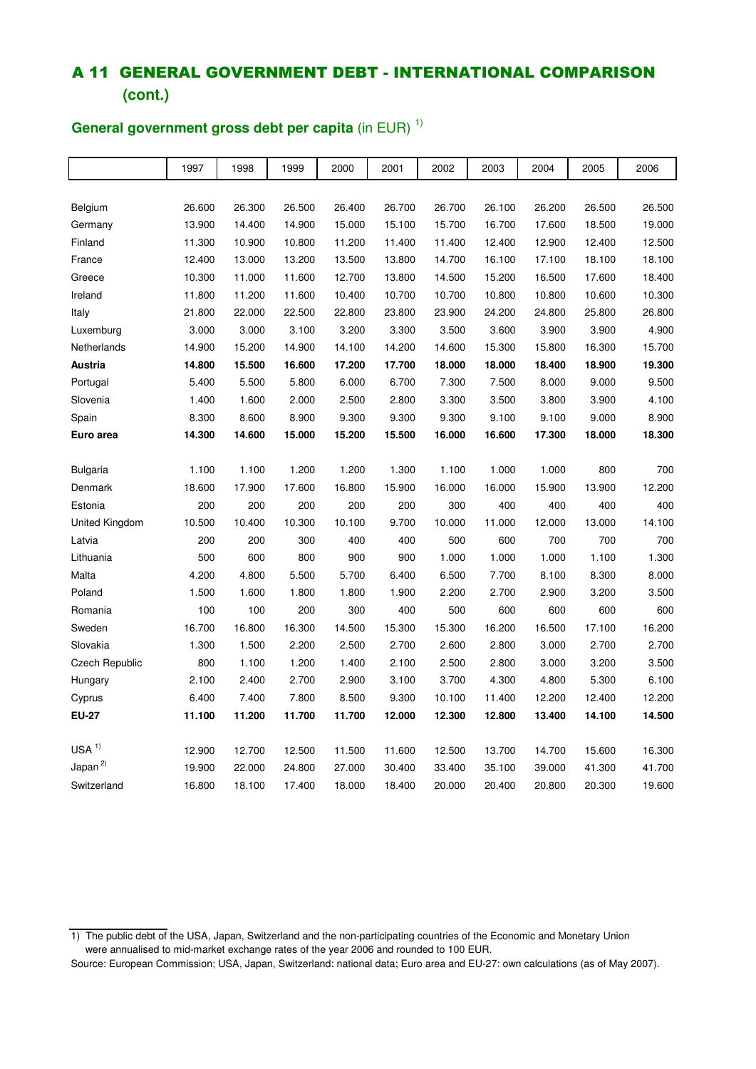# A 11 GENERAL GOVERNMENT DEBT - INTERNATIONAL COMPARISON (cont.)

## General government gross debt per capita (in EUR) [1]

| | 1997 | 1998 | 1999 | 2000 | 2001 | 2002 | 2003 | 2004 | 2005 | 2006 |
|---|---|---|---|---|---|---|---|---|---|---|
| Belgium | 26.600 | 26.300 | 26.500 | 26.400 | 26.700 | 26.700 | 26.100 | 26.200 | 26.500 | 26.500 |
| Germany | 13.900 | 14.400 | 14.900 | 15.000 | 15.100 | 15.700 | 16.700 | 17.600 | 18.500 | 19.000 |
| Finland | 11.300 | 10.900 | 10.800 | 11.200 | 11.400 | 11.400 | 12.400 | 12.900 | 12.400 | 12.500 |
| France | 12.400 | 13.000 | 13.200 | 13.500 | 13.800 | 14.700 | 16.100 | 17.100 | 18.100 | 18.100 |
| Greece | 10.300 | 11.000 | 11.600 | 12.700 | 13.800 | 14.500 | 15.200 | 16.500 | 17.600 | 18.400 |
| Ireland | 11.800 | 11.200 | 11.600 | 10.400 | 10.700 | 10.700 | 10.800 | 10.800 | 10.600 | 10.300 |
| Italy | 21.800 | 22.000 | 22.500 | 22.800 | 23.800 | 23.900 | 24.200 | 24.800 | 25.800 | 26.800 |
| Luxemburg | 3.000 | 3.000 | 3.100 | 3.200 | 3.300 | 3.500 | 3.600 | 3.900 | 3.900 | 4.900 |
| Netherlands | 14.900 | 15.200 | 14.900 | 14.100 | 14.200 | 14.600 | 15.300 | 15.800 | 16.300 | 15.700 |
| **Austria** | **14.800** | **15.500** | **16.600** | **17.200** | **17.700** | **18.000** | **18.000** | **18.400** | **18.900** | **19.300** |
| Portugal | 5.400 | 5.500 | 5.800 | 6.000 | 6.700 | 7.300 | 7.500 | 8.000 | 9.000 | 9.500 |
| Slovenia | 1.400 | 1.600 | 2.000 | 2.500 | 2.800 | 3.300 | 3.500 | 3.800 | 3.900 | 4.100 |
| Spain | 8.300 | 8.600 | 8.900 | 9.300 | 9.300 | 9.300 | 9.100 | 9.100 | 9.000 | 8.900 |
| **Euro area** | **14.300** | **14.600** | **15.000** | **15.200** | **15.500** | **16.000** | **16.600** | **17.300** | **18.000** | **18.300** |
| Bulgaria | 1.100 | 1.100 | 1.200 | 1.200 | 1.300 | 1.100 | 1.000 | 1.000 | 800 | 700 |
| Denmark | 18.600 | 17.900 | 17.600 | 16.800 | 15.900 | 16.000 | 16.000 | 15.900 | 13.900 | 12.200 |
| Estonia | 200 | 200 | 200 | 200 | 200 | 300 | 400 | 400 | 400 | 400 |
| United Kingdom | 10.500 | 10.400 | 10.300 | 10.100 | 9.700 | 10.000 | 11.000 | 12.000 | 13.000 | 14.100 |
| Latvia | 200 | 200 | 300 | 400 | 400 | 500 | 600 | 700 | 700 | 700 |
| Lithuania | 500 | 600 | 800 | 900 | 900 | 1.000 | 1.000 | 1.000 | 1.100 | 1.300 |
| Malta | 4.200 | 4.800 | 5.500 | 5.700 | 6.400 | 6.500 | 7.700 | 8.100 | 8.300 | 8.000 |
| Poland | 1.500 | 1.600 | 1.800 | 1.800 | 1.900 | 2.200 | 2.700 | 2.900 | 3.200 | 3.500 |
| Romania | 100 | 100 | 200 | 300 | 400 | 500 | 600 | 600 | 600 | 600 |
| Sweden | 16.700 | 16.800 | 16.300 | 14.500 | 15.300 | 15.300 | 16.200 | 16.500 | 17.100 | 16.200 |
| Slovakia | 1.300 | 1.500 | 2.200 | 2.500 | 2.700 | 2.600 | 2.800 | 3.000 | 2.700 | 2.700 |
| Czech Republic | 800 | 1.100 | 1.200 | 1.400 | 2.100 | 2.500 | 2.800 | 3.000 | 3.200 | 3.500 |
| Hungary | 2.100 | 2.400 | 2.700 | 2.900 | 3.100 | 3.700 | 4.300 | 4.800 | 5.300 | 6.100 |
| Cyprus | 6.400 | 7.400 | 7.800 | 8.500 | 9.300 | 10.100 | 11.400 | 12.200 | 12.400 | 12.200 |
| **EU-27** | **11.100** | **11.200** | **11.700** | **11.700** | **12.000** | **12.300** | **12.800** | **13.400** | **14.100** | **14.500** |
| USA [1] | 12.900 | 12.700 | 12.500 | 11.500 | 11.600 | 12.500 | 13.700 | 14.700 | 15.600 | 16.300 |
| Japan [2] | 19.900 | 22.000 | 24.800 | 27.000 | 30.400 | 33.400 | 35.100 | 39.000 | 41.300 | 41.700 |
| Switzerland | 16.800 | 18.100 | 17.400 | 18.000 | 18.400 | 20.000 | 20.400 | 20.800 | 20.300 | 19.600 |

1) The public debt of the USA, Japan, Switzerland and the non-participating countries of the Economic and Monetary Union were annualised to mid-market exchange rates of the year 2006 and rounded to 100 EUR.

Source: European Commission; USA, Japan, Switzerland: national data; Euro area and EU-27: own calculations (as of May 2007).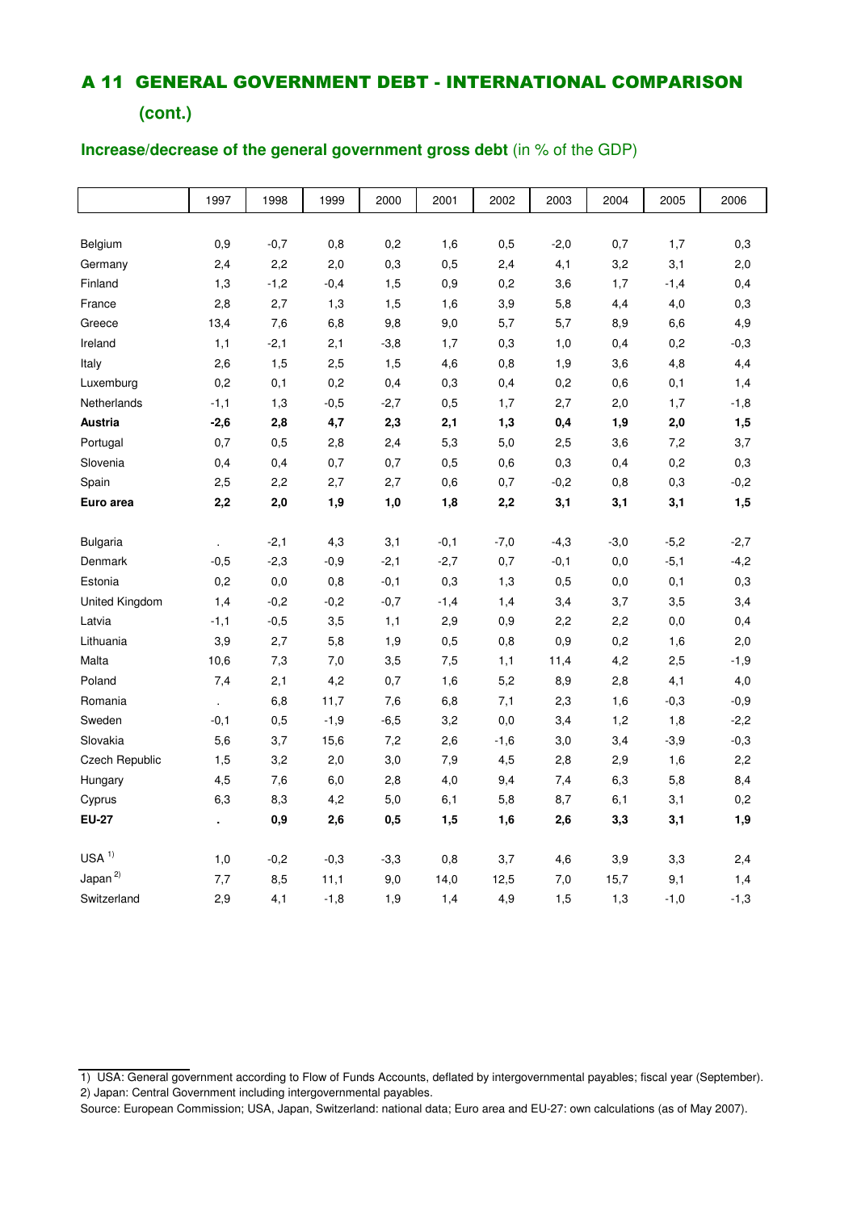# A 11 GENERAL GOVERNMENT DEBT - INTERNATIONAL COMPARISON

## (cont.)

### **Increase/decrease of the general government gross debt** (in % of the GDP)

| | 1997 | 1998 | 1999 | 2000 | 2001 | 2002 | 2003 | 2004 | 2005 | 2006 |
|---|---|---|---|---|---|---|---|---|---|---|
| Belgium | 0,9 | -0,7 | 0,8 | 0,2 | 1,6 | 0,5 | -2,0 | 0,7 | 1,7 | 0,3 |
| Germany | 2,4 | 2,2 | 2,0 | 0,3 | 0,5 | 2,4 | 4,1 | 3,2 | 3,1 | 2,0 |
| Finland | 1,3 | -1,2 | -0,4 | 1,5 | 0,9 | 0,2 | 3,6 | 1,7 | -1,4 | 0,4 |
| France | 2,8 | 2,7 | 1,3 | 1,5 | 1,6 | 3,9 | 5,8 | 4,4 | 4,0 | 0,3 |
| Greece | 13,4 | 7,6 | 6,8 | 9,8 | 9,0 | 5,7 | 5,7 | 8,9 | 6,6 | 4,9 |
| Ireland | 1,1 | -2,1 | 2,1 | -3,8 | 1,7 | 0,3 | 1,0 | 0,4 | 0,2 | -0,3 |
| Italy | 2,6 | 1,5 | 2,5 | 1,5 | 4,6 | 0,8 | 1,9 | 3,6 | 4,8 | 4,4 |
| Luxemburg | 0,2 | 0,1 | 0,2 | 0,4 | 0,3 | 0,4 | 0,2 | 0,6 | 0,1 | 1,4 |
| Netherlands | -1,1 | 1,3 | -0,5 | -2,7 | 0,5 | 1,7 | 2,7 | 2,0 | 1,7 | -1,8 |
| **Austria** | **-2,6** | **2,8** | **4,7** | **2,3** | **2,1** | **1,3** | **0,4** | **1,9** | **2,0** | **1,5** |
| Portugal | 0,7 | 0,5 | 2,8 | 2,4 | 5,3 | 5,0 | 2,5 | 3,6 | 7,2 | 3,7 |
| Slovenia | 0,4 | 0,4 | 0,7 | 0,7 | 0,5 | 0,6 | 0,3 | 0,4 | 0,2 | 0,3 |
| Spain | 2,5 | 2,2 | 2,7 | 2,7 | 0,6 | 0,7 | -0,2 | 0,8 | 0,3 | -0,2 |
| **Euro area** | **2,2** | **2,0** | **1,9** | **1,0** | **1,8** | **2,2** | **3,1** | **3,1** | **3,1** | **1,5** |
| Bulgaria | . | -2,1 | 4,3 | 3,1 | -0,1 | -7,0 | -4,3 | -3,0 | -5,2 | -2,7 |
| Denmark | -0,5 | -2,3 | -0,9 | -2,1 | -2,7 | 0,7 | -0,1 | 0,0 | -5,1 | -4,2 |
| Estonia | 0,2 | 0,0 | 0,8 | -0,1 | 0,3 | 1,3 | 0,5 | 0,0 | 0,1 | 0,3 |
| United Kingdom | 1,4 | -0,2 | -0,2 | -0,7 | -1,4 | 1,4 | 3,4 | 3,7 | 3,5 | 3,4 |
| Latvia | -1,1 | -0,5 | 3,5 | 1,1 | 2,9 | 0,9 | 2,2 | 2,2 | 0,0 | 0,4 |
| Lithuania | 3,9 | 2,7 | 5,8 | 1,9 | 0,5 | 0,8 | 0,9 | 0,2 | 1,6 | 2,0 |
| Malta | 10,6 | 7,3 | 7,0 | 3,5 | 7,5 | 1,1 | 11,4 | 4,2 | 2,5 | -1,9 |
| Poland | 7,4 | 2,1 | 4,2 | 0,7 | 1,6 | 5,2 | 8,9 | 2,8 | 4,1 | 4,0 |
| Romania | . | 6,8 | 11,7 | 7,6 | 6,8 | 7,1 | 2,3 | 1,6 | -0,3 | -0,9 |
| Sweden | -0,1 | 0,5 | -1,9 | -6,5 | 3,2 | 0,0 | 3,4 | 1,2 | 1,8 | -2,2 |
| Slovakia | 5,6 | 3,7 | 15,6 | 7,2 | 2,6 | -1,6 | 3,0 | 3,4 | -3,9 | -0,3 |
| Czech Republic | 1,5 | 3,2 | 2,0 | 3,0 | 7,9 | 4,5 | 2,8 | 2,9 | 1,6 | 2,2 |
| Hungary | 4,5 | 7,6 | 6,0 | 2,8 | 4,0 | 9,4 | 7,4 | 6,3 | 5,8 | 8,4 |
| Cyprus | 6,3 | 8,3 | 4,2 | 5,0 | 6,1 | 5,8 | 8,7 | 6,1 | 3,1 | 0,2 |
| **EU-27** | **.** | **0,9** | **2,6** | **0,5** | **1,5** | **1,6** | **2,6** | **3,3** | **3,1** | **1,9** |
| USA [1)] | 1,0 | -0,2 | -0,3 | -3,3 | 0,8 | 3,7 | 4,6 | 3,9 | 3,3 | 2,4 |
| Japan [2)] | 7,7 | 8,5 | 11,1 | 9,0 | 14,0 | 12,5 | 7,0 | 15,7 | 9,1 | 1,4 |
| Switzerland | 2,9 | 4,1 | -1,8 | 1,9 | 1,4 | 4,9 | 1,5 | 1,3 | -1,0 | -1,3 |

1) USA: General government according to Flow of Funds Accounts, deflated by intergovernmental payables; fiscal year (September).

2) Japan: Central Government including intergovernmental payables.

Source: European Commission; USA, Japan, Switzerland: national data; Euro area and EU-27: own calculations (as of May 2007).